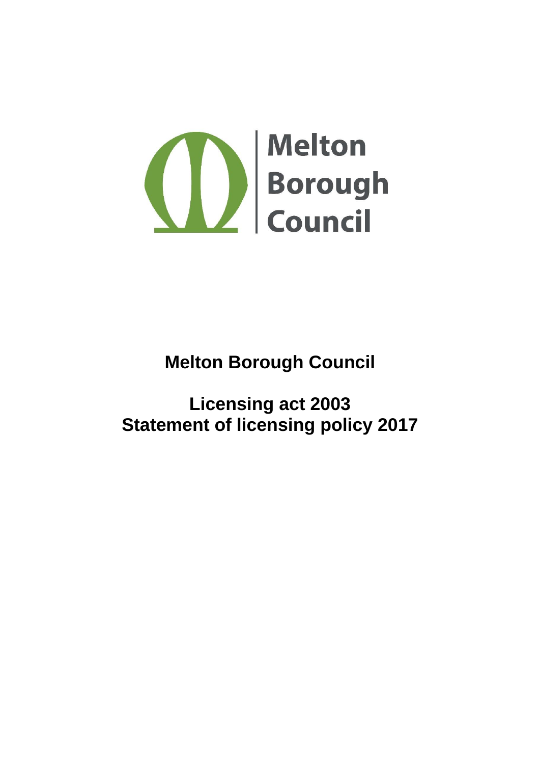Melton Borough Council

# Melton Borough Council

## Licensing act 2003
## Statement of licensing policy 2017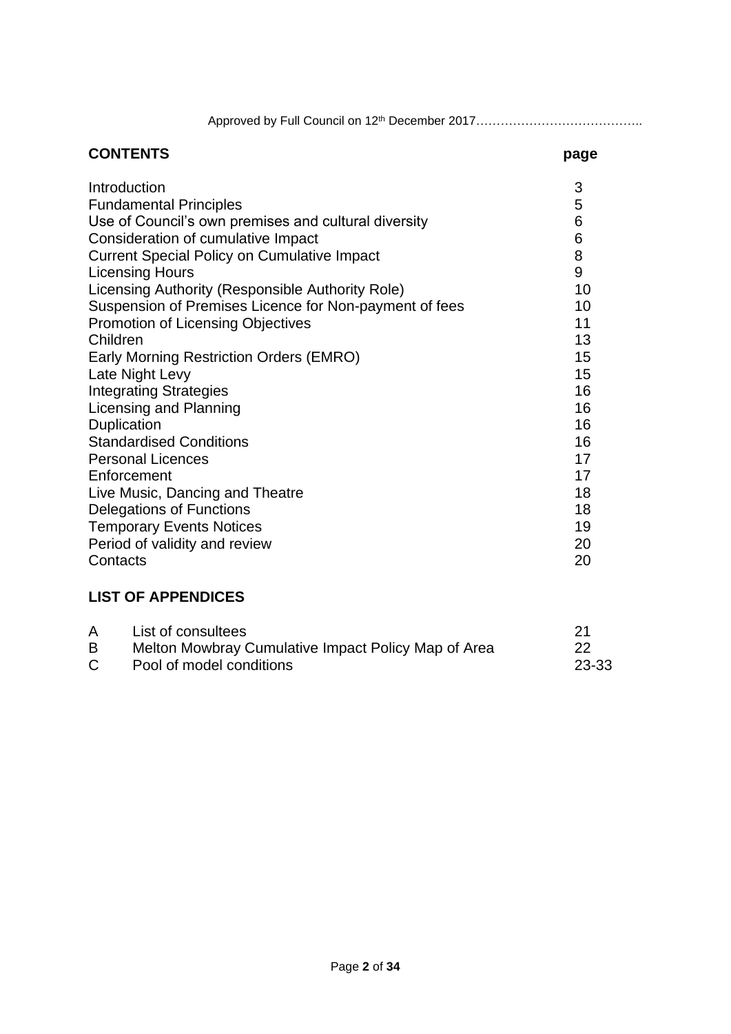Approved by Full Council on 12th December 2017…………………………………..

## CONTENTS

| | page |
|---|---|
| Introduction | 3 |
| Fundamental Principles | 5 |
| Use of Council's own premises and cultural diversity | 6 |
| Consideration of cumulative Impact | 6 |
| Current Special Policy on Cumulative Impact | 8 |
| Licensing Hours | 9 |
| Licensing Authority (Responsible Authority Role) | 10 |
| Suspension of Premises Licence for Non-payment of fees | 10 |
| Promotion of Licensing Objectives | 11 |
| Children | 13 |
| Early Morning Restriction Orders (EMRO) | 15 |
| Late Night Levy | 15 |
| Integrating Strategies | 16 |
| Licensing and Planning | 16 |
| Duplication | 16 |
| Standardised Conditions | 16 |
| Personal Licences | 17 |
| Enforcement | 17 |
| Live Music, Dancing and Theatre | 18 |
| Delegations of Functions | 18 |
| Temporary Events Notices | 19 |
| Period of validity and review | 20 |
| Contacts | 20 |

## LIST OF APPENDICES

| | | |
|---|---|---|
| A | List of consultees | 21 |
| B | Melton Mowbray Cumulative Impact Policy Map of Area | 22 |
| C | Pool of model conditions | 23-33 |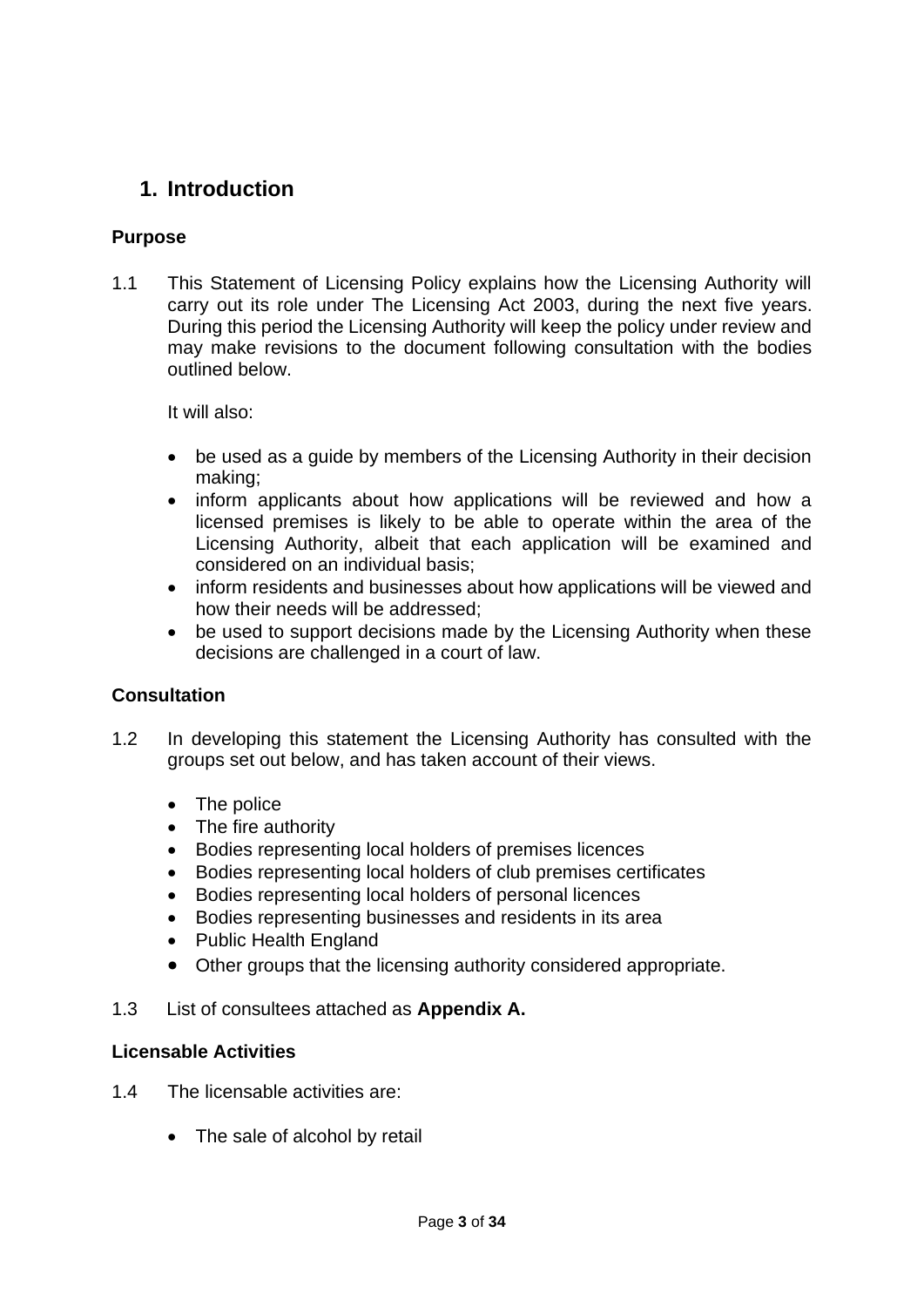## 1. Introduction

### Purpose

1.1 This Statement of Licensing Policy explains how the Licensing Authority will carry out its role under The Licensing Act 2003, during the next five years. During this period the Licensing Authority will keep the policy under review and may make revisions to the document following consultation with the bodies outlined below.

It will also:

- be used as a guide by members of the Licensing Authority in their decision making;
- inform applicants about how applications will be reviewed and how a licensed premises is likely to be able to operate within the area of the Licensing Authority, albeit that each application will be examined and considered on an individual basis;
- inform residents and businesses about how applications will be viewed and how their needs will be addressed;
- be used to support decisions made by the Licensing Authority when these decisions are challenged in a court of law.

### Consultation

1.2 In developing this statement the Licensing Authority has consulted with the groups set out below, and has taken account of their views.

- The police
- The fire authority
- Bodies representing local holders of premises licences
- Bodies representing local holders of club premises certificates
- Bodies representing local holders of personal licences
- Bodies representing businesses and residents in its area
- Public Health England
- Other groups that the licensing authority considered appropriate.

1.3 List of consultees attached as **Appendix A.**

### Licensable Activities

1.4 The licensable activities are:

- The sale of alcohol by retail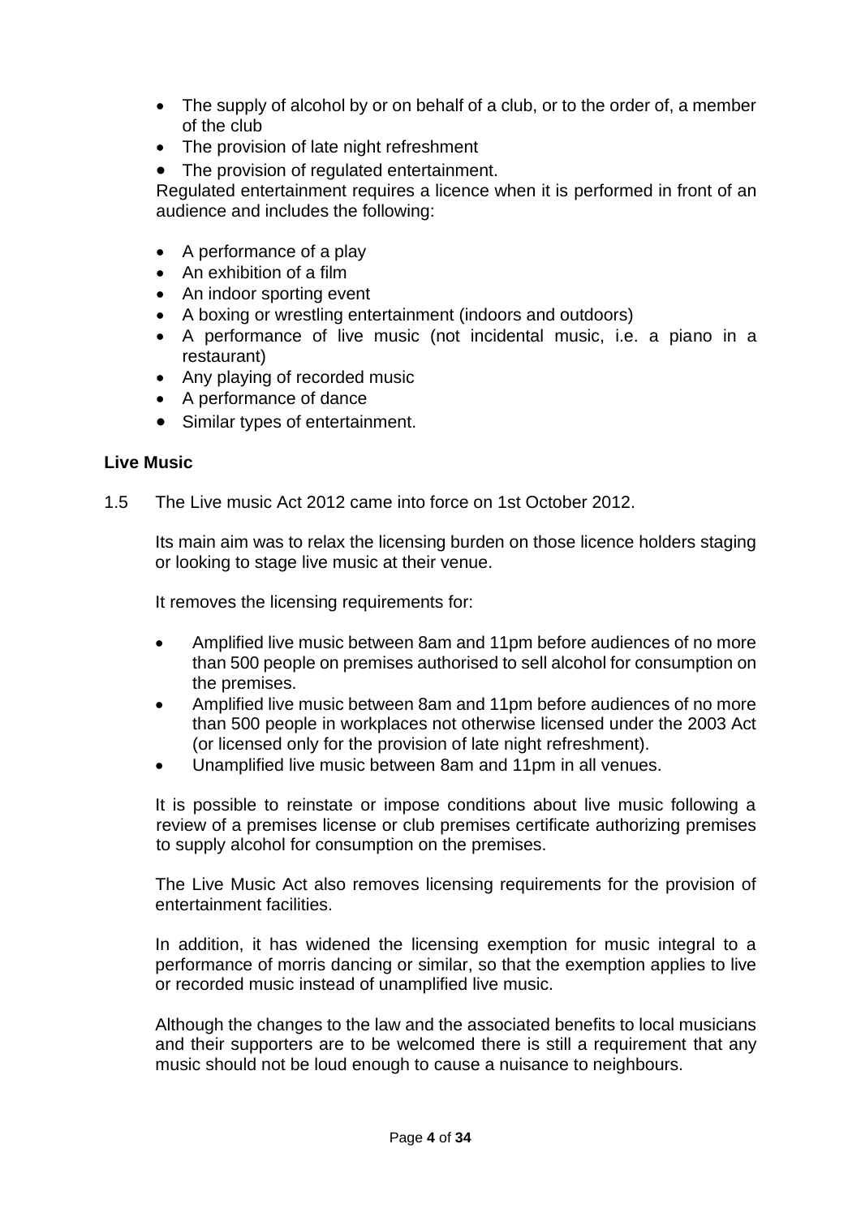- The supply of alcohol by or on behalf of a club, or to the order of, a member of the club
- The provision of late night refreshment
- The provision of regulated entertainment.

Regulated entertainment requires a licence when it is performed in front of an audience and includes the following:

- A performance of a play
- An exhibition of a film
- An indoor sporting event
- A boxing or wrestling entertainment (indoors and outdoors)
- A performance of live music (not incidental music, i.e. a piano in a restaurant)
- Any playing of recorded music
- A performance of dance
- Similar types of entertainment.

**Live Music**

1.5 The Live music Act 2012 came into force on 1st October 2012.

Its main aim was to relax the licensing burden on those licence holders staging or looking to stage live music at their venue.

It removes the licensing requirements for:

- Amplified live music between 8am and 11pm before audiences of no more than 500 people on premises authorised to sell alcohol for consumption on the premises.
- Amplified live music between 8am and 11pm before audiences of no more than 500 people in workplaces not otherwise licensed under the 2003 Act (or licensed only for the provision of late night refreshment).
- Unamplified live music between 8am and 11pm in all venues.

It is possible to reinstate or impose conditions about live music following a review of a premises license or club premises certificate authorizing premises to supply alcohol for consumption on the premises.

The Live Music Act also removes licensing requirements for the provision of entertainment facilities.

In addition, it has widened the licensing exemption for music integral to a performance of morris dancing or similar, so that the exemption applies to live or recorded music instead of unamplified live music.

Although the changes to the law and the associated benefits to local musicians and their supporters are to be welcomed there is still a requirement that any music should not be loud enough to cause a nuisance to neighbours.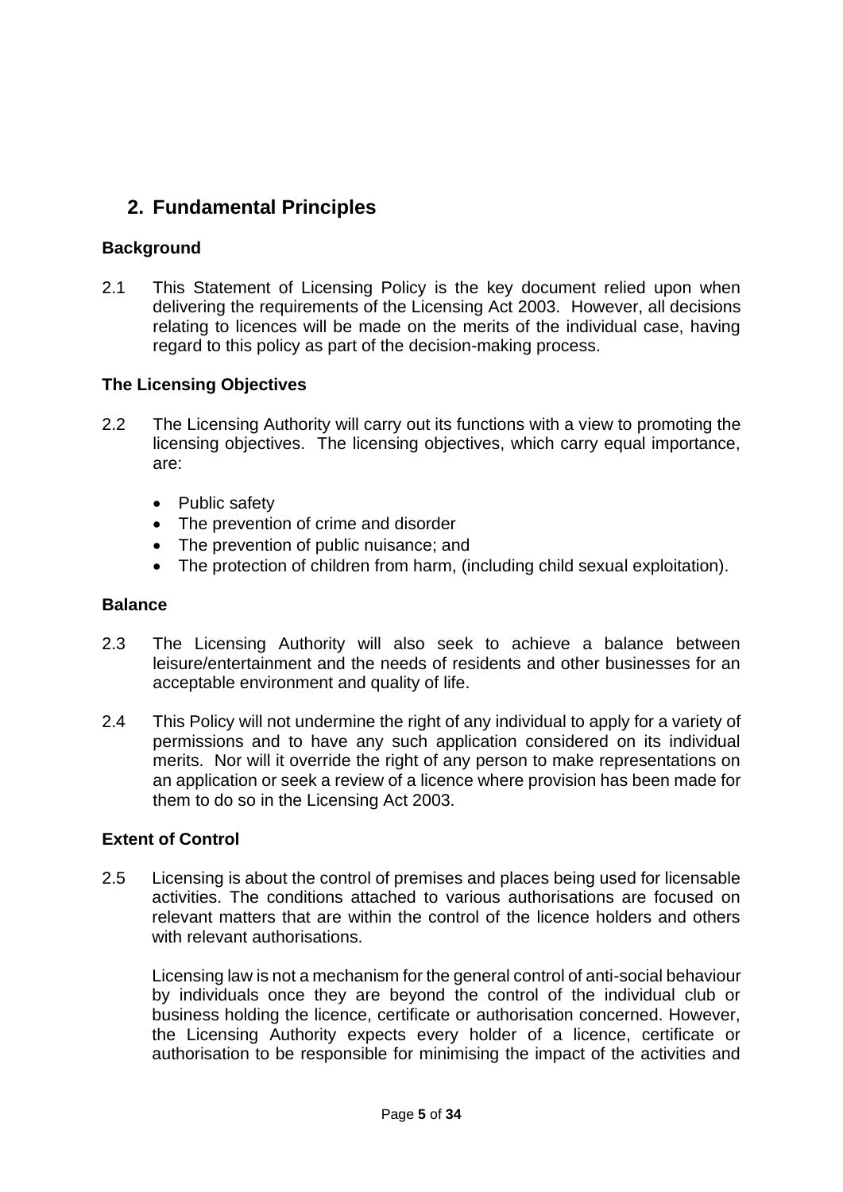## 2. Fundamental Principles

### Background

2.1 This Statement of Licensing Policy is the key document relied upon when delivering the requirements of the Licensing Act 2003. However, all decisions relating to licences will be made on the merits of the individual case, having regard to this policy as part of the decision-making process.

### The Licensing Objectives

2.2 The Licensing Authority will carry out its functions with a view to promoting the licensing objectives. The licensing objectives, which carry equal importance, are:

- Public safety
- The prevention of crime and disorder
- The prevention of public nuisance; and
- The protection of children from harm, (including child sexual exploitation).

### Balance

2.3 The Licensing Authority will also seek to achieve a balance between leisure/entertainment and the needs of residents and other businesses for an acceptable environment and quality of life.

2.4 This Policy will not undermine the right of any individual to apply for a variety of permissions and to have any such application considered on its individual merits. Nor will it override the right of any person to make representations on an application or seek a review of a licence where provision has been made for them to do so in the Licensing Act 2003.

### Extent of Control

2.5 Licensing is about the control of premises and places being used for licensable activities. The conditions attached to various authorisations are focused on relevant matters that are within the control of the licence holders and others with relevant authorisations.

Licensing law is not a mechanism for the general control of anti-social behaviour by individuals once they are beyond the control of the individual club or business holding the licence, certificate or authorisation concerned. However, the Licensing Authority expects every holder of a licence, certificate or authorisation to be responsible for minimising the impact of the activities and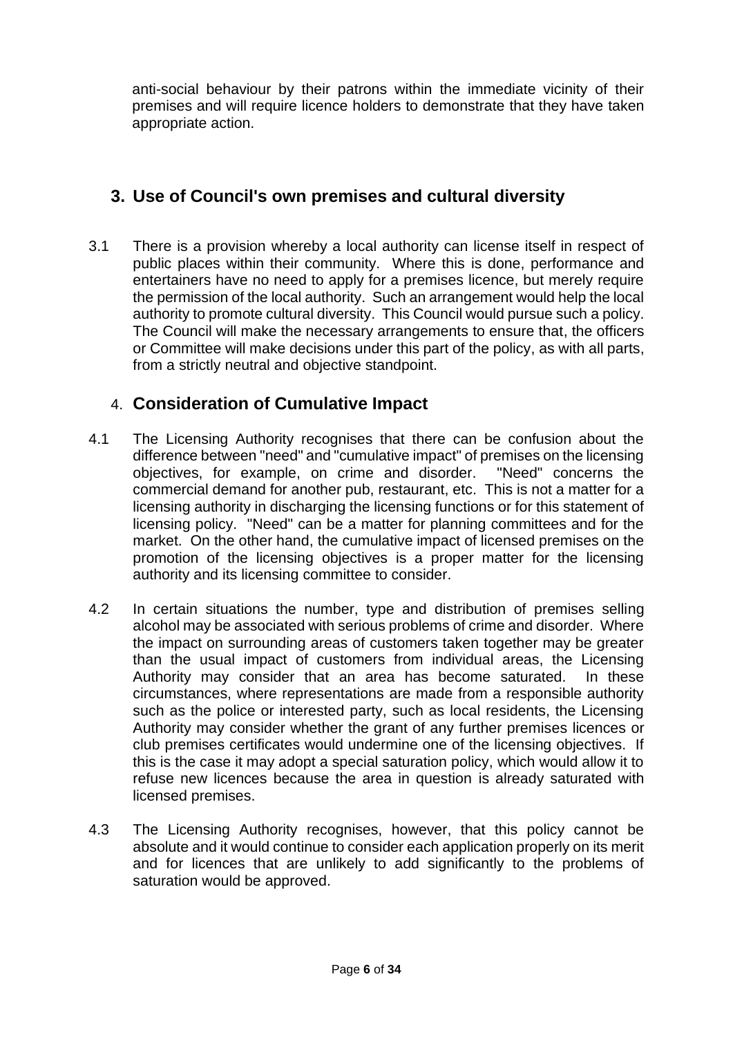anti-social behaviour by their patrons within the immediate vicinity of their premises and will require licence holders to demonstrate that they have taken appropriate action.

## 3. Use of Council's own premises and cultural diversity

3.1 There is a provision whereby a local authority can license itself in respect of public places within their community. Where this is done, performance and entertainers have no need to apply for a premises licence, but merely require the permission of the local authority. Such an arrangement would help the local authority to promote cultural diversity. This Council would pursue such a policy. The Council will make the necessary arrangements to ensure that, the officers or Committee will make decisions under this part of the policy, as with all parts, from a strictly neutral and objective standpoint.

## 4. Consideration of Cumulative Impact

4.1 The Licensing Authority recognises that there can be confusion about the difference between "need" and "cumulative impact" of premises on the licensing objectives, for example, on crime and disorder. "Need" concerns the commercial demand for another pub, restaurant, etc. This is not a matter for a licensing authority in discharging the licensing functions or for this statement of licensing policy. "Need" can be a matter for planning committees and for the market. On the other hand, the cumulative impact of licensed premises on the promotion of the licensing objectives is a proper matter for the licensing authority and its licensing committee to consider.

4.2 In certain situations the number, type and distribution of premises selling alcohol may be associated with serious problems of crime and disorder. Where the impact on surrounding areas of customers taken together may be greater than the usual impact of customers from individual areas, the Licensing Authority may consider that an area has become saturated. In these circumstances, where representations are made from a responsible authority such as the police or interested party, such as local residents, the Licensing Authority may consider whether the grant of any further premises licences or club premises certificates would undermine one of the licensing objectives. If this is the case it may adopt a special saturation policy, which would allow it to refuse new licences because the area in question is already saturated with licensed premises.

4.3 The Licensing Authority recognises, however, that this policy cannot be absolute and it would continue to consider each application properly on its merit and for licences that are unlikely to add significantly to the problems of saturation would be approved.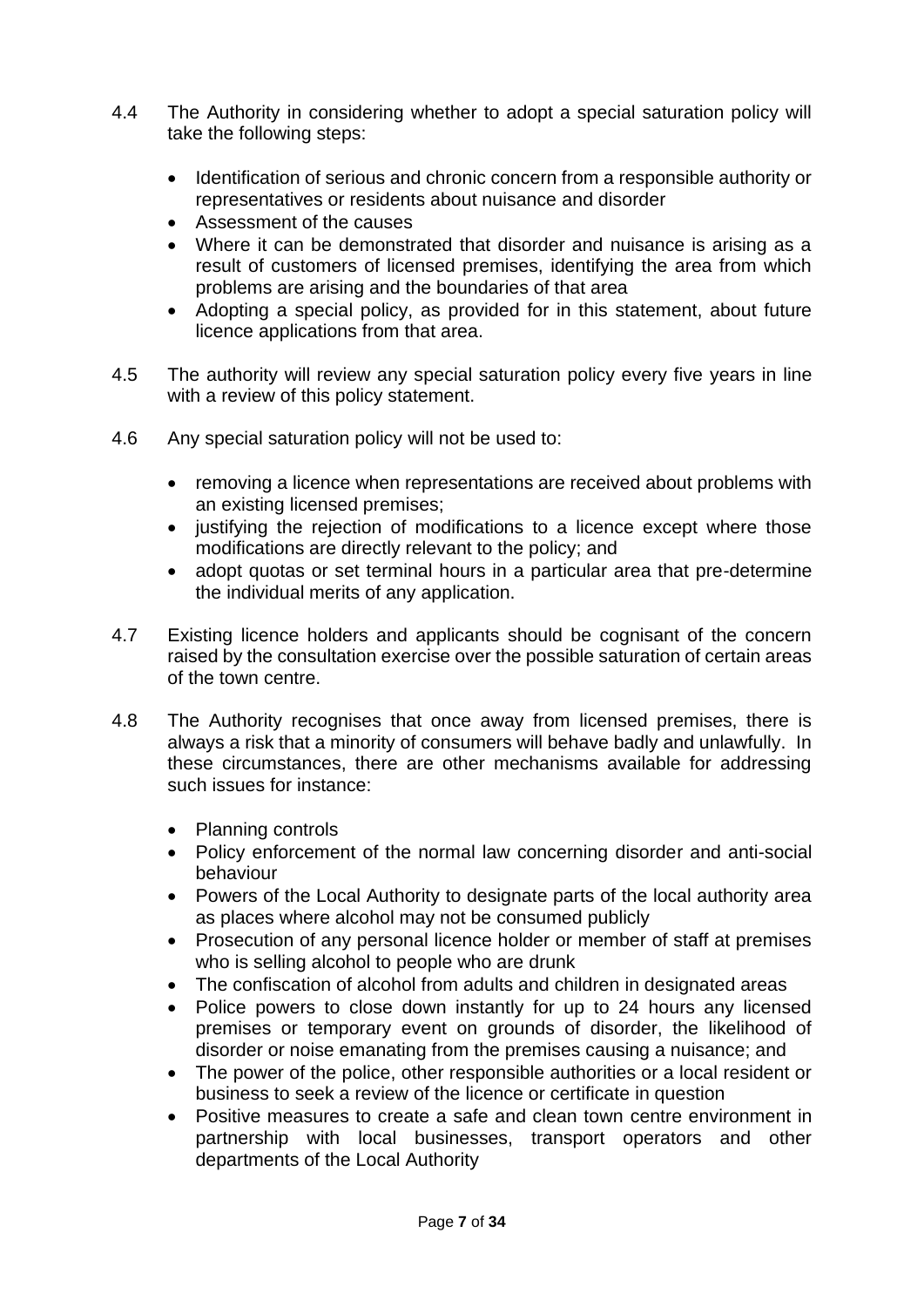4.4 The Authority in considering whether to adopt a special saturation policy will take the following steps:

- Identification of serious and chronic concern from a responsible authority or representatives or residents about nuisance and disorder
- Assessment of the causes
- Where it can be demonstrated that disorder and nuisance is arising as a result of customers of licensed premises, identifying the area from which problems are arising and the boundaries of that area
- Adopting a special policy, as provided for in this statement, about future licence applications from that area.

4.5 The authority will review any special saturation policy every five years in line with a review of this policy statement.

4.6 Any special saturation policy will not be used to:

- removing a licence when representations are received about problems with an existing licensed premises;
- justifying the rejection of modifications to a licence except where those modifications are directly relevant to the policy; and
- adopt quotas or set terminal hours in a particular area that pre-determine the individual merits of any application.

4.7 Existing licence holders and applicants should be cognisant of the concern raised by the consultation exercise over the possible saturation of certain areas of the town centre.

4.8 The Authority recognises that once away from licensed premises, there is always a risk that a minority of consumers will behave badly and unlawfully. In these circumstances, there are other mechanisms available for addressing such issues for instance:

- Planning controls
- Policy enforcement of the normal law concerning disorder and anti-social behaviour
- Powers of the Local Authority to designate parts of the local authority area as places where alcohol may not be consumed publicly
- Prosecution of any personal licence holder or member of staff at premises who is selling alcohol to people who are drunk
- The confiscation of alcohol from adults and children in designated areas
- Police powers to close down instantly for up to 24 hours any licensed premises or temporary event on grounds of disorder, the likelihood of disorder or noise emanating from the premises causing a nuisance; and
- The power of the police, other responsible authorities or a local resident or business to seek a review of the licence or certificate in question
- Positive measures to create a safe and clean town centre environment in partnership with local businesses, transport operators and other departments of the Local Authority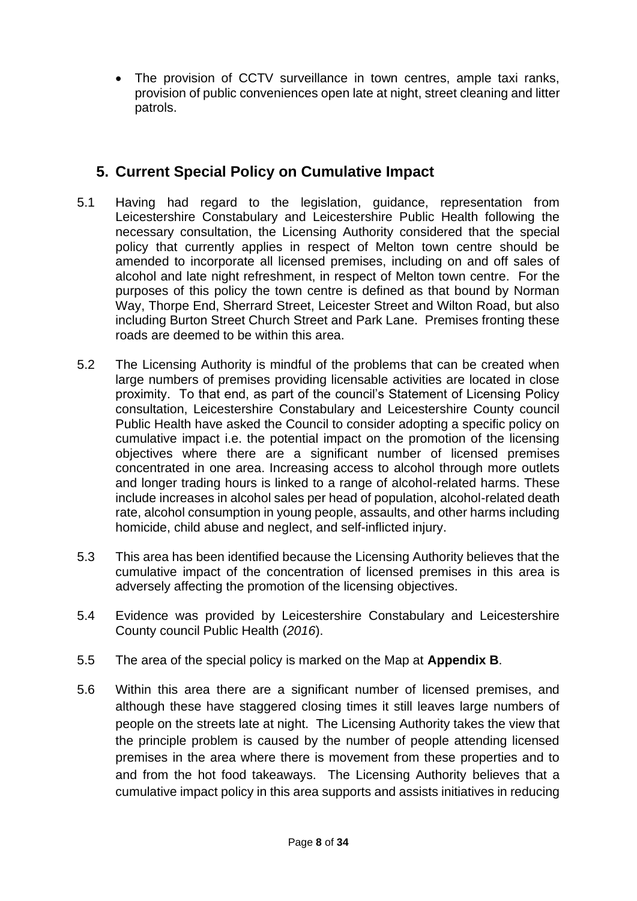- The provision of CCTV surveillance in town centres, ample taxi ranks, provision of public conveniences open late at night, street cleaning and litter patrols.

## 5. Current Special Policy on Cumulative Impact

5.1 Having had regard to the legislation, guidance, representation from Leicestershire Constabulary and Leicestershire Public Health following the necessary consultation, the Licensing Authority considered that the special policy that currently applies in respect of Melton town centre should be amended to incorporate all licensed premises, including on and off sales of alcohol and late night refreshment, in respect of Melton town centre. For the purposes of this policy the town centre is defined as that bound by Norman Way, Thorpe End, Sherrard Street, Leicester Street and Wilton Road, but also including Burton Street Church Street and Park Lane. Premises fronting these roads are deemed to be within this area.

5.2 The Licensing Authority is mindful of the problems that can be created when large numbers of premises providing licensable activities are located in close proximity. To that end, as part of the council's Statement of Licensing Policy consultation, Leicestershire Constabulary and Leicestershire County council Public Health have asked the Council to consider adopting a specific policy on cumulative impact i.e. the potential impact on the promotion of the licensing objectives where there are a significant number of licensed premises concentrated in one area. Increasing access to alcohol through more outlets and longer trading hours is linked to a range of alcohol-related harms. These include increases in alcohol sales per head of population, alcohol-related death rate, alcohol consumption in young people, assaults, and other harms including homicide, child abuse and neglect, and self-inflicted injury.

5.3 This area has been identified because the Licensing Authority believes that the cumulative impact of the concentration of licensed premises in this area is adversely affecting the promotion of the licensing objectives.

5.4 Evidence was provided by Leicestershire Constabulary and Leicestershire County council Public Health (*2016*).

5.5 The area of the special policy is marked on the Map at **Appendix B**.

5.6 Within this area there are a significant number of licensed premises, and although these have staggered closing times it still leaves large numbers of people on the streets late at night. The Licensing Authority takes the view that the principle problem is caused by the number of people attending licensed premises in the area where there is movement from these properties and to and from the hot food takeaways. The Licensing Authority believes that a cumulative impact policy in this area supports and assists initiatives in reducing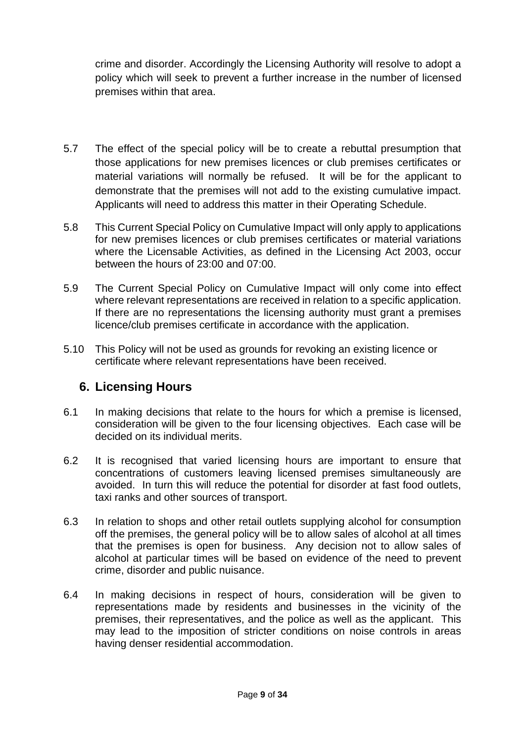crime and disorder. Accordingly the Licensing Authority will resolve to adopt a policy which will seek to prevent a further increase in the number of licensed premises within that area.

5.7 The effect of the special policy will be to create a rebuttal presumption that those applications for new premises licences or club premises certificates or material variations will normally be refused. It will be for the applicant to demonstrate that the premises will not add to the existing cumulative impact. Applicants will need to address this matter in their Operating Schedule.

5.8 This Current Special Policy on Cumulative Impact will only apply to applications for new premises licences or club premises certificates or material variations where the Licensable Activities, as defined in the Licensing Act 2003, occur between the hours of 23:00 and 07:00.

5.9 The Current Special Policy on Cumulative Impact will only come into effect where relevant representations are received in relation to a specific application. If there are no representations the licensing authority must grant a premises licence/club premises certificate in accordance with the application.

5.10 This Policy will not be used as grounds for revoking an existing licence or certificate where relevant representations have been received.

## 6. Licensing Hours

6.1 In making decisions that relate to the hours for which a premise is licensed, consideration will be given to the four licensing objectives. Each case will be decided on its individual merits.

6.2 It is recognised that varied licensing hours are important to ensure that concentrations of customers leaving licensed premises simultaneously are avoided. In turn this will reduce the potential for disorder at fast food outlets, taxi ranks and other sources of transport.

6.3 In relation to shops and other retail outlets supplying alcohol for consumption off the premises, the general policy will be to allow sales of alcohol at all times that the premises is open for business. Any decision not to allow sales of alcohol at particular times will be based on evidence of the need to prevent crime, disorder and public nuisance.

6.4 In making decisions in respect of hours, consideration will be given to representations made by residents and businesses in the vicinity of the premises, their representatives, and the police as well as the applicant. This may lead to the imposition of stricter conditions on noise controls in areas having denser residential accommodation.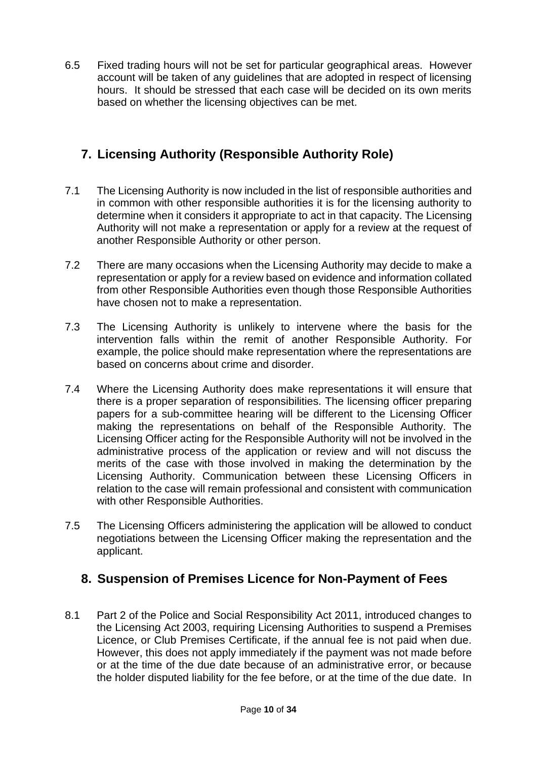6.5 Fixed trading hours will not be set for particular geographical areas. However account will be taken of any guidelines that are adopted in respect of licensing hours. It should be stressed that each case will be decided on its own merits based on whether the licensing objectives can be met.

## 7. Licensing Authority (Responsible Authority Role)

7.1 The Licensing Authority is now included in the list of responsible authorities and in common with other responsible authorities it is for the licensing authority to determine when it considers it appropriate to act in that capacity. The Licensing Authority will not make a representation or apply for a review at the request of another Responsible Authority or other person.

7.2 There are many occasions when the Licensing Authority may decide to make a representation or apply for a review based on evidence and information collated from other Responsible Authorities even though those Responsible Authorities have chosen not to make a representation.

7.3 The Licensing Authority is unlikely to intervene where the basis for the intervention falls within the remit of another Responsible Authority. For example, the police should make representation where the representations are based on concerns about crime and disorder.

7.4 Where the Licensing Authority does make representations it will ensure that there is a proper separation of responsibilities. The licensing officer preparing papers for a sub-committee hearing will be different to the Licensing Officer making the representations on behalf of the Responsible Authority. The Licensing Officer acting for the Responsible Authority will not be involved in the administrative process of the application or review and will not discuss the merits of the case with those involved in making the determination by the Licensing Authority. Communication between these Licensing Officers in relation to the case will remain professional and consistent with communication with other Responsible Authorities.

7.5 The Licensing Officers administering the application will be allowed to conduct negotiations between the Licensing Officer making the representation and the applicant.

## 8. Suspension of Premises Licence for Non-Payment of Fees

8.1 Part 2 of the Police and Social Responsibility Act 2011, introduced changes to the Licensing Act 2003, requiring Licensing Authorities to suspend a Premises Licence, or Club Premises Certificate, if the annual fee is not paid when due. However, this does not apply immediately if the payment was not made before or at the time of the due date because of an administrative error, or because the holder disputed liability for the fee before, or at the time of the due date. In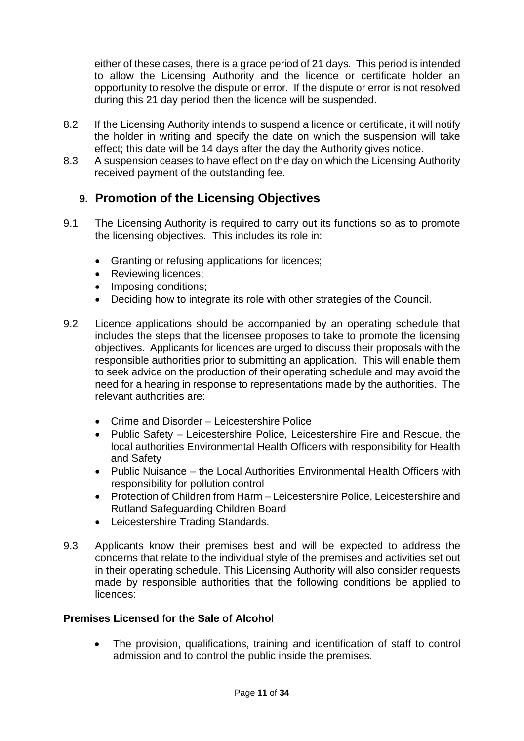either of these cases, there is a grace period of 21 days. This period is intended to allow the Licensing Authority and the licence or certificate holder an opportunity to resolve the dispute or error. If the dispute or error is not resolved during this 21 day period then the licence will be suspended.

8.2 If the Licensing Authority intends to suspend a licence or certificate, it will notify the holder in writing and specify the date on which the suspension will take effect; this date will be 14 days after the day the Authority gives notice.

8.3 A suspension ceases to have effect on the day on which the Licensing Authority received payment of the outstanding fee.

## 9. Promotion of the Licensing Objectives

9.1 The Licensing Authority is required to carry out its functions so as to promote the licensing objectives. This includes its role in:

- Granting or refusing applications for licences;
- Reviewing licences;
- Imposing conditions;
- Deciding how to integrate its role with other strategies of the Council.

9.2 Licence applications should be accompanied by an operating schedule that includes the steps that the licensee proposes to take to promote the licensing objectives. Applicants for licences are urged to discuss their proposals with the responsible authorities prior to submitting an application. This will enable them to seek advice on the production of their operating schedule and may avoid the need for a hearing in response to representations made by the authorities. The relevant authorities are:

- Crime and Disorder – Leicestershire Police
- Public Safety – Leicestershire Police, Leicestershire Fire and Rescue, the local authorities Environmental Health Officers with responsibility for Health and Safety
- Public Nuisance – the Local Authorities Environmental Health Officers with responsibility for pollution control
- Protection of Children from Harm – Leicestershire Police, Leicestershire and Rutland Safeguarding Children Board
- Leicestershire Trading Standards.

9.3 Applicants know their premises best and will be expected to address the concerns that relate to the individual style of the premises and activities set out in their operating schedule. This Licensing Authority will also consider requests made by responsible authorities that the following conditions be applied to licences:

**Premises Licensed for the Sale of Alcohol**

- The provision, qualifications, training and identification of staff to control admission and to control the public inside the premises.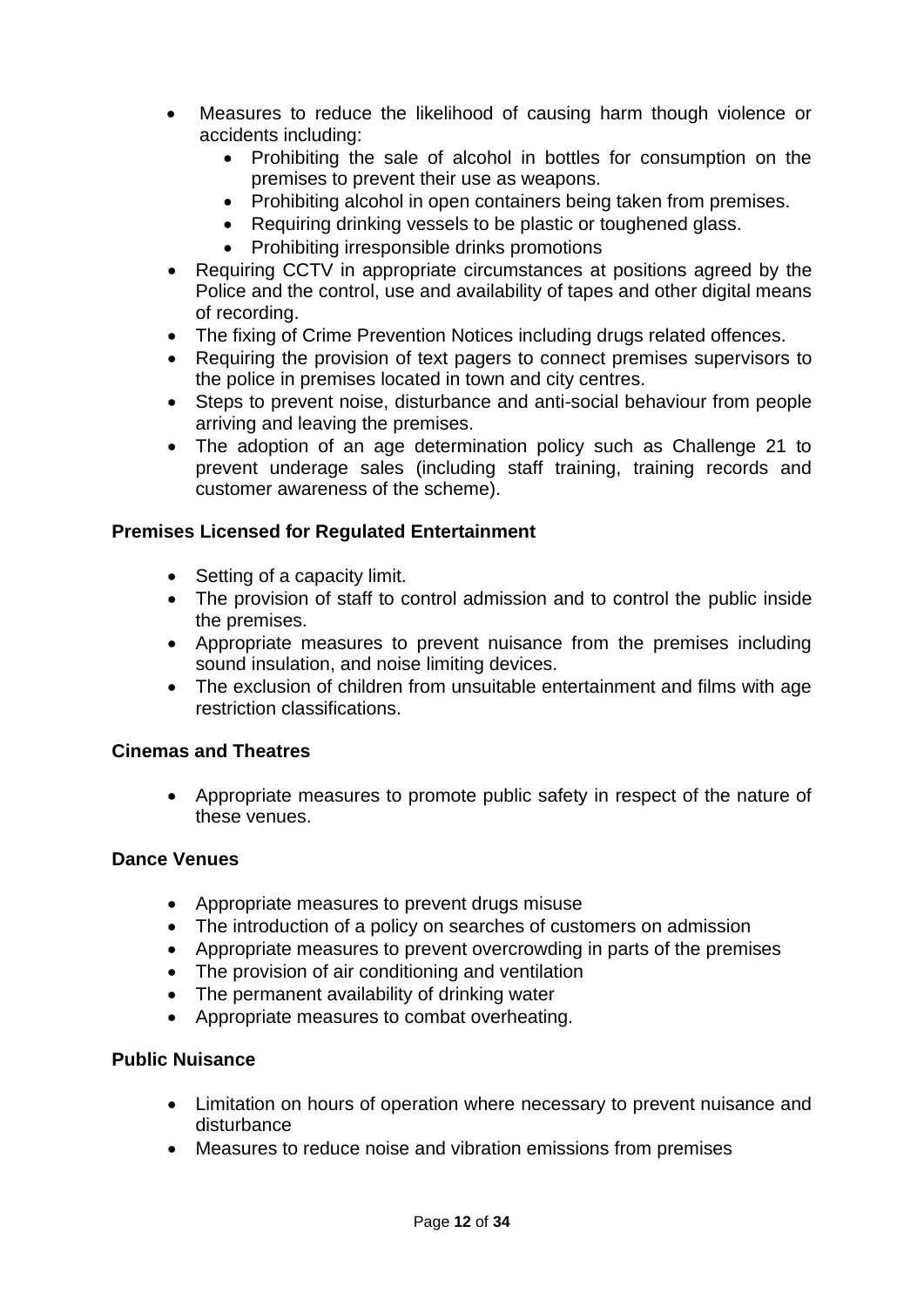- Measures to reduce the likelihood of causing harm though violence or accidents including:
  - Prohibiting the sale of alcohol in bottles for consumption on the premises to prevent their use as weapons.
  - Prohibiting alcohol in open containers being taken from premises.
  - Requiring drinking vessels to be plastic or toughened glass.
  - Prohibiting irresponsible drinks promotions
- Requiring CCTV in appropriate circumstances at positions agreed by the Police and the control, use and availability of tapes and other digital means of recording.
- The fixing of Crime Prevention Notices including drugs related offences.
- Requiring the provision of text pagers to connect premises supervisors to the police in premises located in town and city centres.
- Steps to prevent noise, disturbance and anti-social behaviour from people arriving and leaving the premises.
- The adoption of an age determination policy such as Challenge 21 to prevent underage sales (including staff training, training records and customer awareness of the scheme).

**Premises Licensed for Regulated Entertainment**

- Setting of a capacity limit.
- The provision of staff to control admission and to control the public inside the premises.
- Appropriate measures to prevent nuisance from the premises including sound insulation, and noise limiting devices.
- The exclusion of children from unsuitable entertainment and films with age restriction classifications.

**Cinemas and Theatres**

- Appropriate measures to promote public safety in respect of the nature of these venues.

**Dance Venues**

- Appropriate measures to prevent drugs misuse
- The introduction of a policy on searches of customers on admission
- Appropriate measures to prevent overcrowding in parts of the premises
- The provision of air conditioning and ventilation
- The permanent availability of drinking water
- Appropriate measures to combat overheating.

**Public Nuisance**

- Limitation on hours of operation where necessary to prevent nuisance and disturbance
- Measures to reduce noise and vibration emissions from premises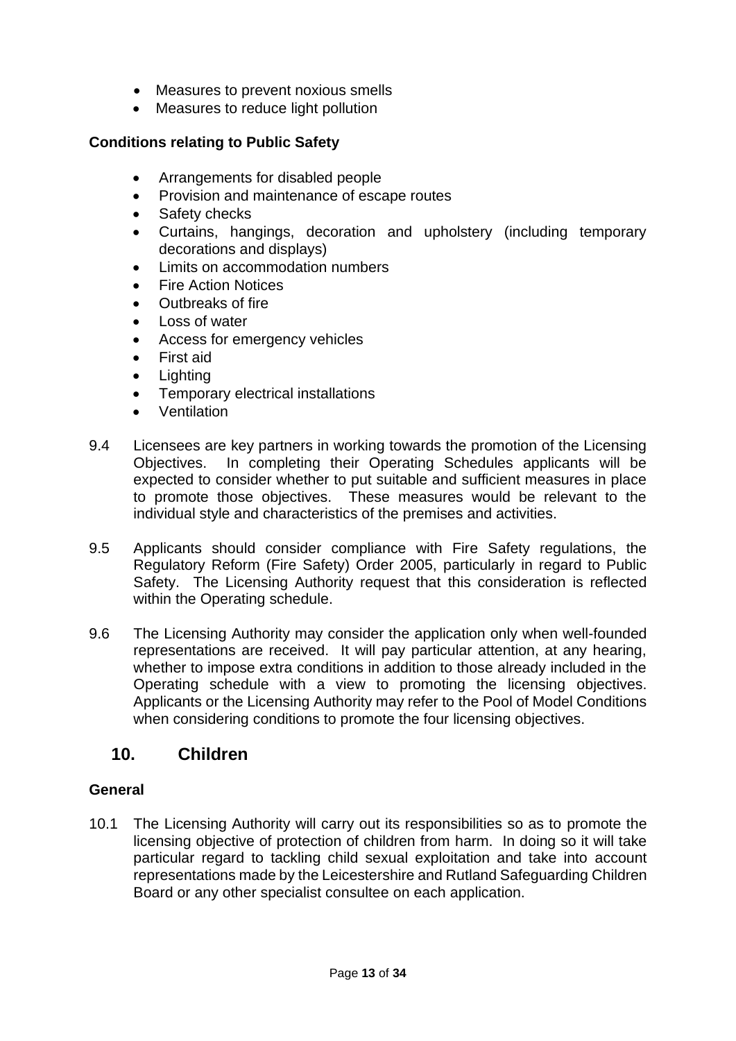- Measures to prevent noxious smells
- Measures to reduce light pollution

**Conditions relating to Public Safety**

- Arrangements for disabled people
- Provision and maintenance of escape routes
- Safety checks
- Curtains, hangings, decoration and upholstery (including temporary decorations and displays)
- Limits on accommodation numbers
- Fire Action Notices
- Outbreaks of fire
- Loss of water
- Access for emergency vehicles
- First aid
- Lighting
- Temporary electrical installations
- Ventilation

9.4 Licensees are key partners in working towards the promotion of the Licensing Objectives. In completing their Operating Schedules applicants will be expected to consider whether to put suitable and sufficient measures in place to promote those objectives. These measures would be relevant to the individual style and characteristics of the premises and activities.

9.5 Applicants should consider compliance with Fire Safety regulations, the Regulatory Reform (Fire Safety) Order 2005, particularly in regard to Public Safety. The Licensing Authority request that this consideration is reflected within the Operating schedule.

9.6 The Licensing Authority may consider the application only when well-founded representations are received. It will pay particular attention, at any hearing, whether to impose extra conditions in addition to those already included in the Operating schedule with a view to promoting the licensing objectives. Applicants or the Licensing Authority may refer to the Pool of Model Conditions when considering conditions to promote the four licensing objectives.

## 10. Children

**General**

10.1 The Licensing Authority will carry out its responsibilities so as to promote the licensing objective of protection of children from harm. In doing so it will take particular regard to tackling child sexual exploitation and take into account representations made by the Leicestershire and Rutland Safeguarding Children Board or any other specialist consultee on each application.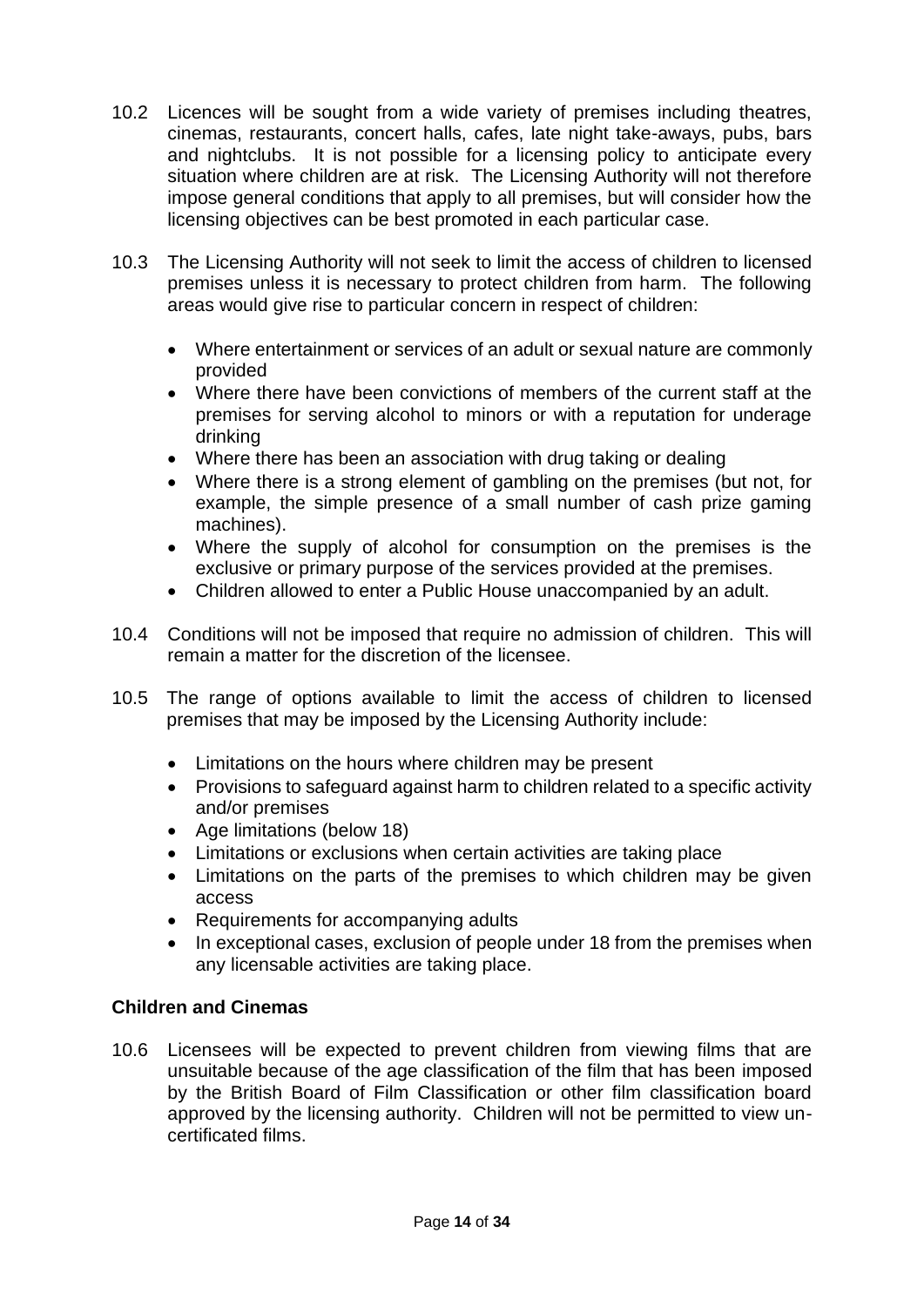10.2 Licences will be sought from a wide variety of premises including theatres, cinemas, restaurants, concert halls, cafes, late night take-aways, pubs, bars and nightclubs. It is not possible for a licensing policy to anticipate every situation where children are at risk. The Licensing Authority will not therefore impose general conditions that apply to all premises, but will consider how the licensing objectives can be best promoted in each particular case.

10.3 The Licensing Authority will not seek to limit the access of children to licensed premises unless it is necessary to protect children from harm. The following areas would give rise to particular concern in respect of children:

- Where entertainment or services of an adult or sexual nature are commonly provided
- Where there have been convictions of members of the current staff at the premises for serving alcohol to minors or with a reputation for underage drinking
- Where there has been an association with drug taking or dealing
- Where there is a strong element of gambling on the premises (but not, for example, the simple presence of a small number of cash prize gaming machines).
- Where the supply of alcohol for consumption on the premises is the exclusive or primary purpose of the services provided at the premises.
- Children allowed to enter a Public House unaccompanied by an adult.

10.4 Conditions will not be imposed that require no admission of children. This will remain a matter for the discretion of the licensee.

10.5 The range of options available to limit the access of children to licensed premises that may be imposed by the Licensing Authority include:

- Limitations on the hours where children may be present
- Provisions to safeguard against harm to children related to a specific activity and/or premises
- Age limitations (below 18)
- Limitations or exclusions when certain activities are taking place
- Limitations on the parts of the premises to which children may be given access
- Requirements for accompanying adults
- In exceptional cases, exclusion of people under 18 from the premises when any licensable activities are taking place.

**Children and Cinemas**

10.6 Licensees will be expected to prevent children from viewing films that are unsuitable because of the age classification of the film that has been imposed by the British Board of Film Classification or other film classification board approved by the licensing authority. Children will not be permitted to view un-certificated films.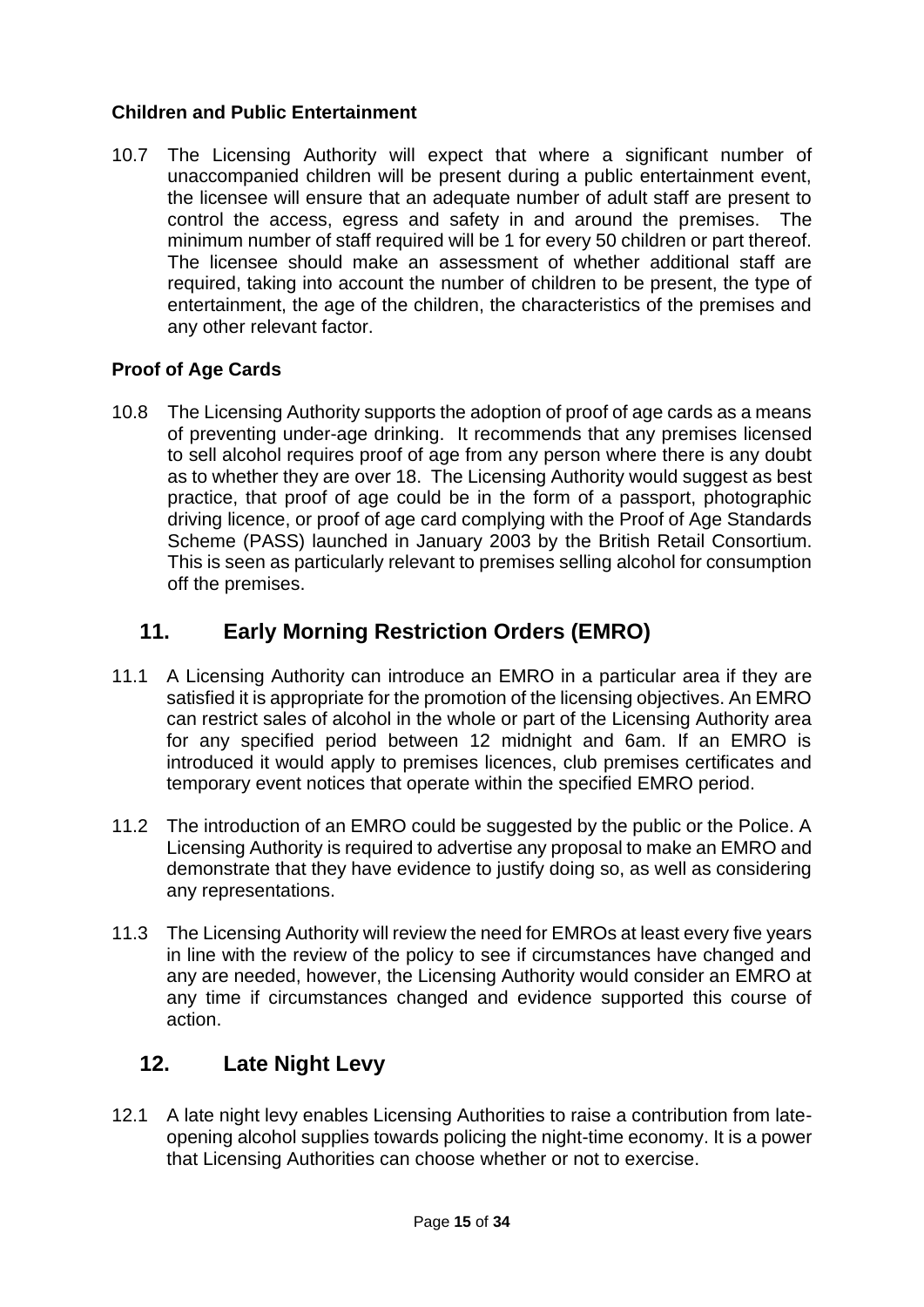**Children and Public Entertainment**

10.7 The Licensing Authority will expect that where a significant number of unaccompanied children will be present during a public entertainment event, the licensee will ensure that an adequate number of adult staff are present to control the access, egress and safety in and around the premises. The minimum number of staff required will be 1 for every 50 children or part thereof. The licensee should make an assessment of whether additional staff are required, taking into account the number of children to be present, the type of entertainment, the age of the children, the characteristics of the premises and any other relevant factor.

**Proof of Age Cards**

10.8 The Licensing Authority supports the adoption of proof of age cards as a means of preventing under-age drinking. It recommends that any premises licensed to sell alcohol requires proof of age from any person where there is any doubt as to whether they are over 18. The Licensing Authority would suggest as best practice, that proof of age could be in the form of a passport, photographic driving licence, or proof of age card complying with the Proof of Age Standards Scheme (PASS) launched in January 2003 by the British Retail Consortium. This is seen as particularly relevant to premises selling alcohol for consumption off the premises.

## 11. Early Morning Restriction Orders (EMRO)

11.1 A Licensing Authority can introduce an EMRO in a particular area if they are satisfied it is appropriate for the promotion of the licensing objectives. An EMRO can restrict sales of alcohol in the whole or part of the Licensing Authority area for any specified period between 12 midnight and 6am. If an EMRO is introduced it would apply to premises licences, club premises certificates and temporary event notices that operate within the specified EMRO period.

11.2 The introduction of an EMRO could be suggested by the public or the Police. A Licensing Authority is required to advertise any proposal to make an EMRO and demonstrate that they have evidence to justify doing so, as well as considering any representations.

11.3 The Licensing Authority will review the need for EMROs at least every five years in line with the review of the policy to see if circumstances have changed and any are needed, however, the Licensing Authority would consider an EMRO at any time if circumstances changed and evidence supported this course of action.

## 12. Late Night Levy

12.1 A late night levy enables Licensing Authorities to raise a contribution from late-opening alcohol supplies towards policing the night-time economy. It is a power that Licensing Authorities can choose whether or not to exercise.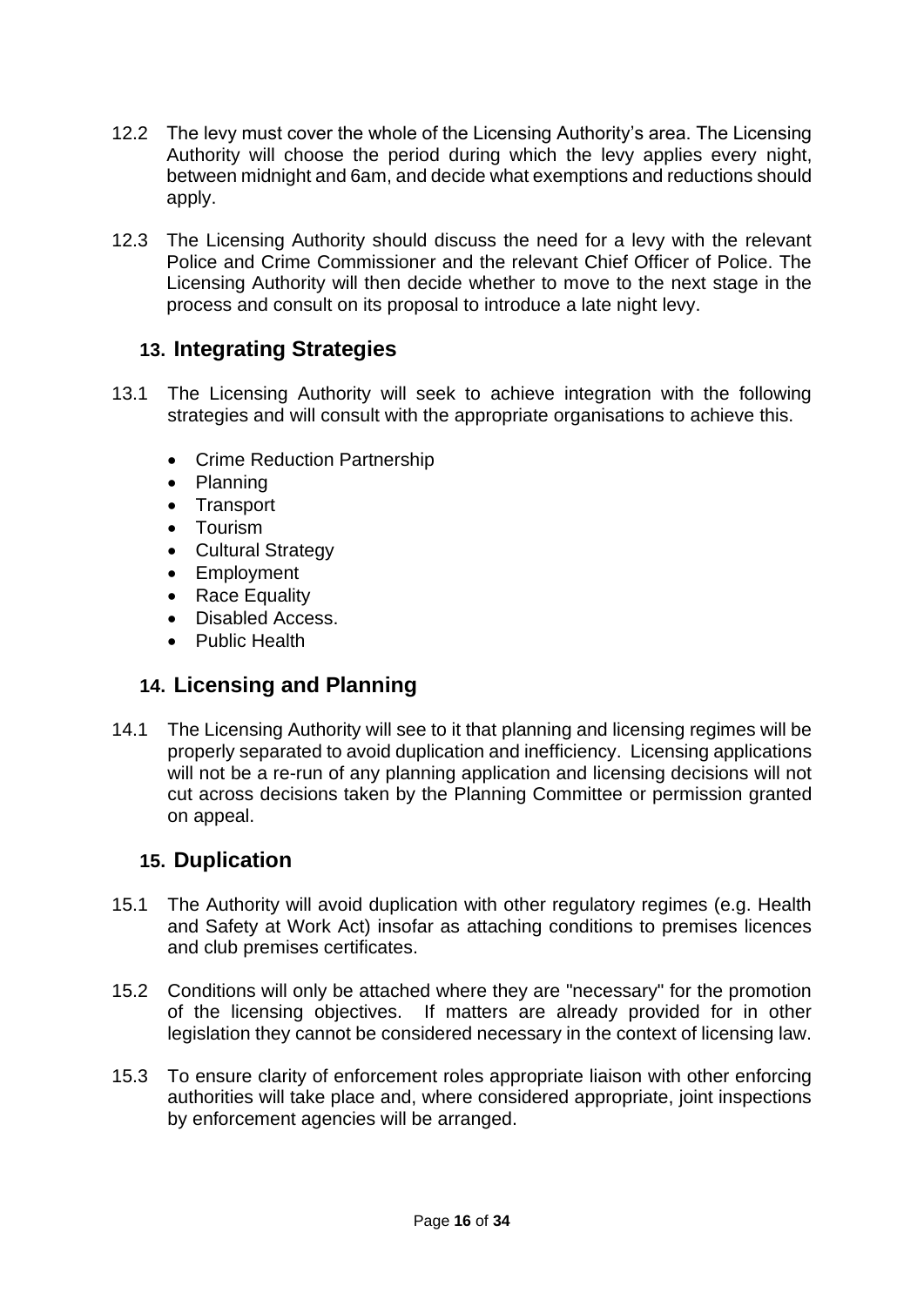12.2 The levy must cover the whole of the Licensing Authority's area. The Licensing Authority will choose the period during which the levy applies every night, between midnight and 6am, and decide what exemptions and reductions should apply.

12.3 The Licensing Authority should discuss the need for a levy with the relevant Police and Crime Commissioner and the relevant Chief Officer of Police. The Licensing Authority will then decide whether to move to the next stage in the process and consult on its proposal to introduce a late night levy.

## 13. Integrating Strategies

13.1 The Licensing Authority will seek to achieve integration with the following strategies and will consult with the appropriate organisations to achieve this.

- Crime Reduction Partnership
- Planning
- Transport
- Tourism
- Cultural Strategy
- Employment
- Race Equality
- Disabled Access.
- Public Health

## 14. Licensing and Planning

14.1 The Licensing Authority will see to it that planning and licensing regimes will be properly separated to avoid duplication and inefficiency. Licensing applications will not be a re-run of any planning application and licensing decisions will not cut across decisions taken by the Planning Committee or permission granted on appeal.

## 15. Duplication

15.1 The Authority will avoid duplication with other regulatory regimes (e.g. Health and Safety at Work Act) insofar as attaching conditions to premises licences and club premises certificates.

15.2 Conditions will only be attached where they are "necessary" for the promotion of the licensing objectives. If matters are already provided for in other legislation they cannot be considered necessary in the context of licensing law.

15.3 To ensure clarity of enforcement roles appropriate liaison with other enforcing authorities will take place and, where considered appropriate, joint inspections by enforcement agencies will be arranged.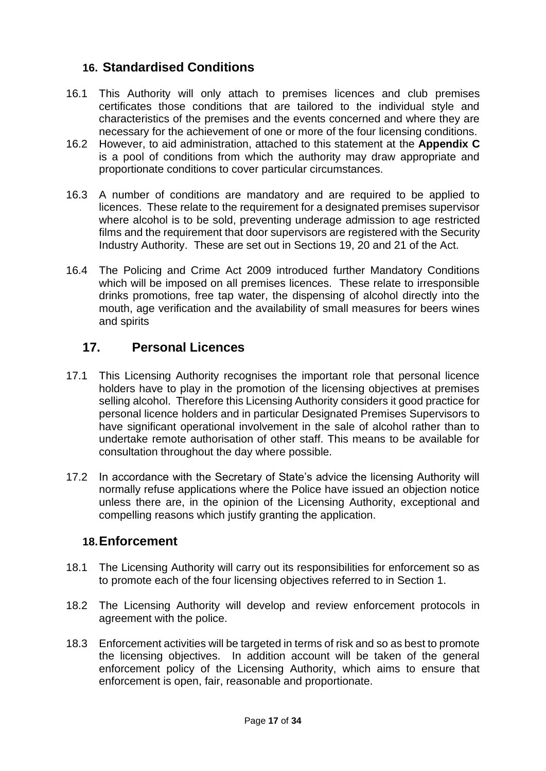## 16. Standardised Conditions

16.1 This Authority will only attach to premises licences and club premises certificates those conditions that are tailored to the individual style and characteristics of the premises and the events concerned and where they are necessary for the achievement of one or more of the four licensing conditions.

16.2 However, to aid administration, attached to this statement at the **Appendix C** is a pool of conditions from which the authority may draw appropriate and proportionate conditions to cover particular circumstances.

16.3 A number of conditions are mandatory and are required to be applied to licences. These relate to the requirement for a designated premises supervisor where alcohol is to be sold, preventing underage admission to age restricted films and the requirement that door supervisors are registered with the Security Industry Authority. These are set out in Sections 19, 20 and 21 of the Act.

16.4 The Policing and Crime Act 2009 introduced further Mandatory Conditions which will be imposed on all premises licences. These relate to irresponsible drinks promotions, free tap water, the dispensing of alcohol directly into the mouth, age verification and the availability of small measures for beers wines and spirits

## 17. Personal Licences

17.1 This Licensing Authority recognises the important role that personal licence holders have to play in the promotion of the licensing objectives at premises selling alcohol. Therefore this Licensing Authority considers it good practice for personal licence holders and in particular Designated Premises Supervisors to have significant operational involvement in the sale of alcohol rather than to undertake remote authorisation of other staff. This means to be available for consultation throughout the day where possible.

17.2 In accordance with the Secretary of State's advice the licensing Authority will normally refuse applications where the Police have issued an objection notice unless there are, in the opinion of the Licensing Authority, exceptional and compelling reasons which justify granting the application.

## 18. Enforcement

18.1 The Licensing Authority will carry out its responsibilities for enforcement so as to promote each of the four licensing objectives referred to in Section 1.

18.2 The Licensing Authority will develop and review enforcement protocols in agreement with the police.

18.3 Enforcement activities will be targeted in terms of risk and so as best to promote the licensing objectives. In addition account will be taken of the general enforcement policy of the Licensing Authority, which aims to ensure that enforcement is open, fair, reasonable and proportionate.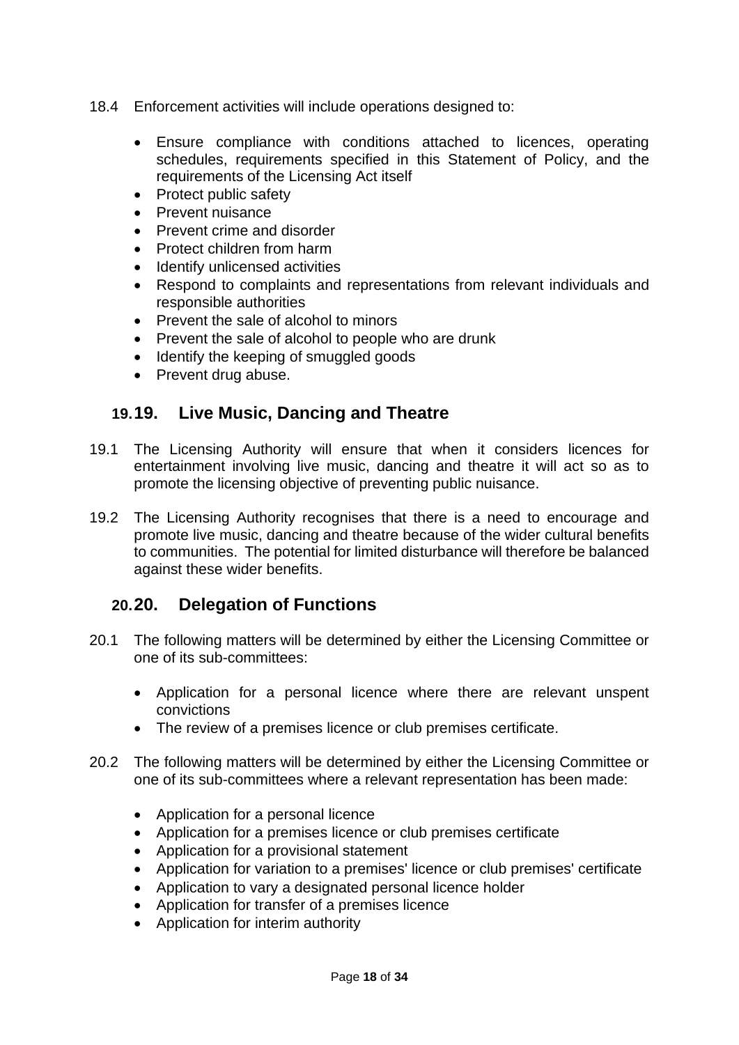18.4 Enforcement activities will include operations designed to:

- Ensure compliance with conditions attached to licences, operating schedules, requirements specified in this Statement of Policy, and the requirements of the Licensing Act itself
- Protect public safety
- Prevent nuisance
- Prevent crime and disorder
- Protect children from harm
- Identify unlicensed activities
- Respond to complaints and representations from relevant individuals and responsible authorities
- Prevent the sale of alcohol to minors
- Prevent the sale of alcohol to people who are drunk
- Identify the keeping of smuggled goods
- Prevent drug abuse.

## 19. Live Music, Dancing and Theatre

19.1 The Licensing Authority will ensure that when it considers licences for entertainment involving live music, dancing and theatre it will act so as to promote the licensing objective of preventing public nuisance.

19.2 The Licensing Authority recognises that there is a need to encourage and promote live music, dancing and theatre because of the wider cultural benefits to communities. The potential for limited disturbance will therefore be balanced against these wider benefits.

## 20. Delegation of Functions

20.1 The following matters will be determined by either the Licensing Committee or one of its sub-committees:

- Application for a personal licence where there are relevant unspent convictions
- The review of a premises licence or club premises certificate.

20.2 The following matters will be determined by either the Licensing Committee or one of its sub-committees where a relevant representation has been made:

- Application for a personal licence
- Application for a premises licence or club premises certificate
- Application for a provisional statement
- Application for variation to a premises' licence or club premises' certificate
- Application to vary a designated personal licence holder
- Application for transfer of a premises licence
- Application for interim authority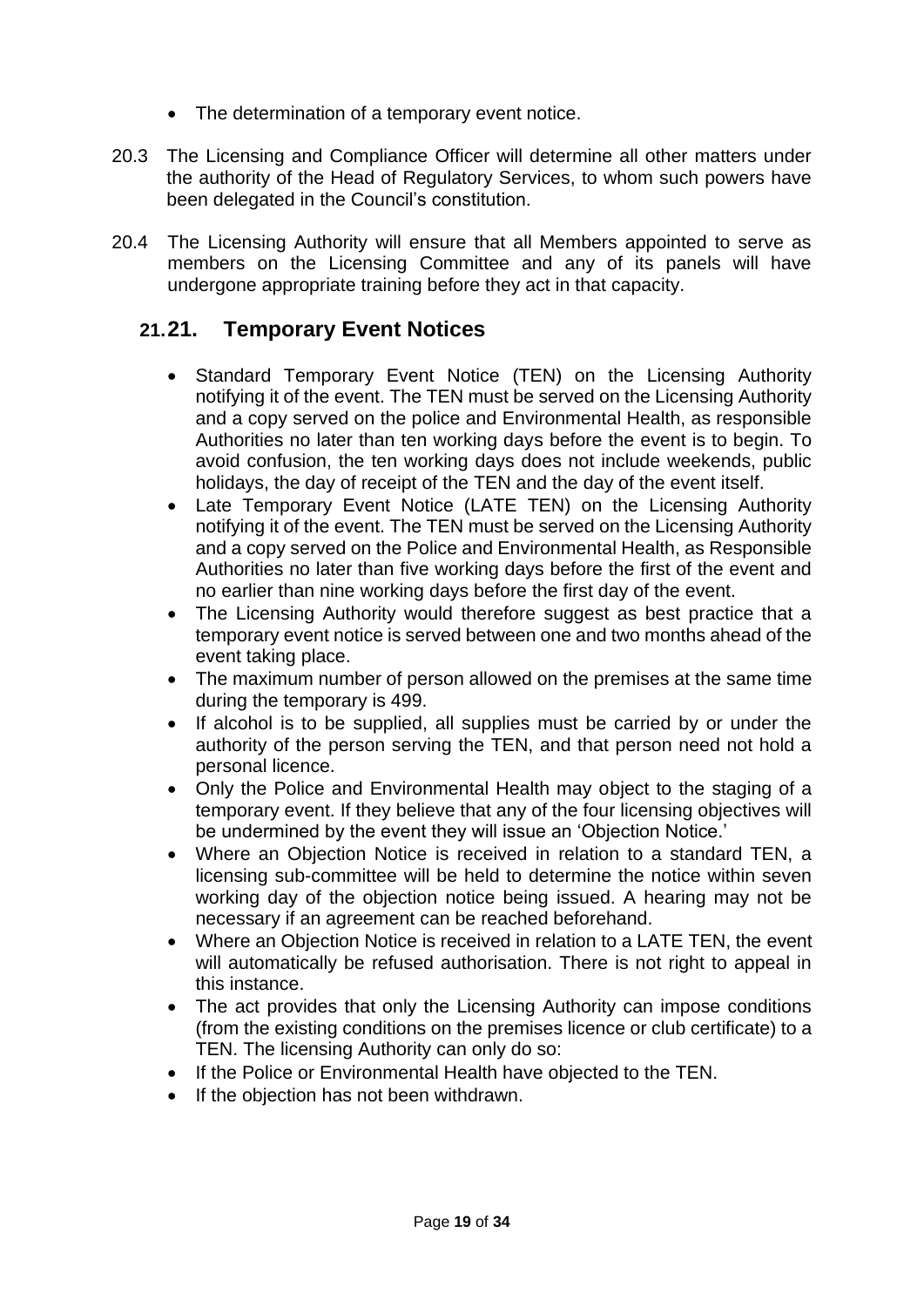- The determination of a temporary event notice.

20.3 The Licensing and Compliance Officer will determine all other matters under the authority of the Head of Regulatory Services, to whom such powers have been delegated in the Council's constitution.

20.4 The Licensing Authority will ensure that all Members appointed to serve as members on the Licensing Committee and any of its panels will have undergone appropriate training before they act in that capacity.

## 21. Temporary Event Notices

- Standard Temporary Event Notice (TEN) on the Licensing Authority notifying it of the event. The TEN must be served on the Licensing Authority and a copy served on the police and Environmental Health, as responsible Authorities no later than ten working days before the event is to begin. To avoid confusion, the ten working days does not include weekends, public holidays, the day of receipt of the TEN and the day of the event itself.
- Late Temporary Event Notice (LATE TEN) on the Licensing Authority notifying it of the event. The TEN must be served on the Licensing Authority and a copy served on the Police and Environmental Health, as Responsible Authorities no later than five working days before the first of the event and no earlier than nine working days before the first day of the event.
- The Licensing Authority would therefore suggest as best practice that a temporary event notice is served between one and two months ahead of the event taking place.
- The maximum number of person allowed on the premises at the same time during the temporary is 499.
- If alcohol is to be supplied, all supplies must be carried by or under the authority of the person serving the TEN, and that person need not hold a personal licence.
- Only the Police and Environmental Health may object to the staging of a temporary event. If they believe that any of the four licensing objectives will be undermined by the event they will issue an 'Objection Notice.'
- Where an Objection Notice is received in relation to a standard TEN, a licensing sub-committee will be held to determine the notice within seven working day of the objection notice being issued. A hearing may not be necessary if an agreement can be reached beforehand.
- Where an Objection Notice is received in relation to a LATE TEN, the event will automatically be refused authorisation. There is not right to appeal in this instance.
- The act provides that only the Licensing Authority can impose conditions (from the existing conditions on the premises licence or club certificate) to a TEN. The licensing Authority can only do so:
- If the Police or Environmental Health have objected to the TEN.
- If the objection has not been withdrawn.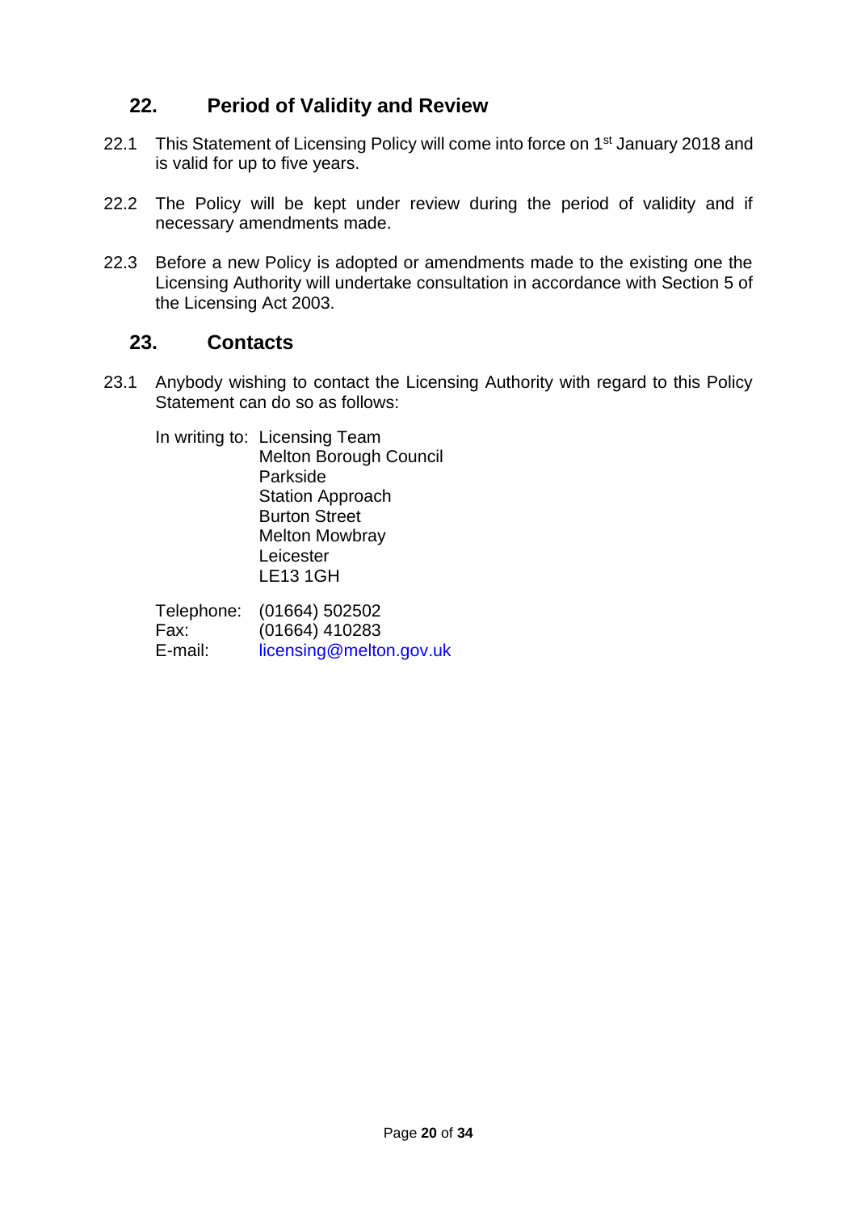## 22. Period of Validity and Review

22.1 This Statement of Licensing Policy will come into force on 1st January 2018 and is valid for up to five years.

22.2 The Policy will be kept under review during the period of validity and if necessary amendments made.

22.3 Before a new Policy is adopted or amendments made to the existing one the Licensing Authority will undertake consultation in accordance with Section 5 of the Licensing Act 2003.

## 23. Contacts

23.1 Anybody wishing to contact the Licensing Authority with regard to this Policy Statement can do so as follows:

In writing to: Licensing Team
Melton Borough Council
Parkside
Station Approach
Burton Street
Melton Mowbray
Leicester
LE13 1GH

Telephone: (01664) 502502
Fax: (01664) 410283
E-mail: licensing@melton.gov.uk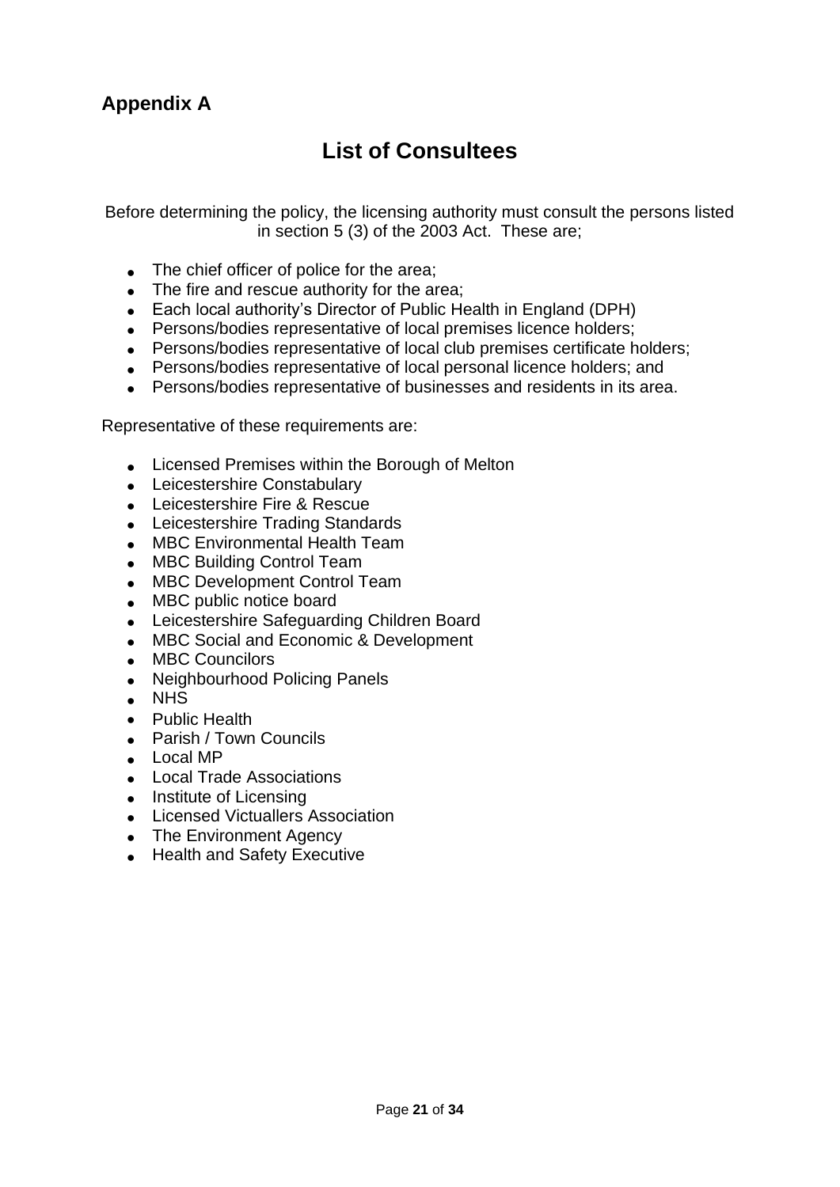## Appendix A

# List of Consultees

Before determining the policy, the licensing authority must consult the persons listed in section 5 (3) of the 2003 Act. These are;

- The chief officer of police for the area;
- The fire and rescue authority for the area;
- Each local authority's Director of Public Health in England (DPH)
- Persons/bodies representative of local premises licence holders;
- Persons/bodies representative of local club premises certificate holders;
- Persons/bodies representative of local personal licence holders; and
- Persons/bodies representative of businesses and residents in its area.

Representative of these requirements are:

- Licensed Premises within the Borough of Melton
- Leicestershire Constabulary
- Leicestershire Fire & Rescue
- Leicestershire Trading Standards
- MBC Environmental Health Team
- MBC Building Control Team
- MBC Development Control Team
- MBC public notice board
- Leicestershire Safeguarding Children Board
- MBC Social and Economic & Development
- MBC Councilors
- Neighbourhood Policing Panels
- NHS
- Public Health
- Parish / Town Councils
- Local MP
- Local Trade Associations
- Institute of Licensing
- Licensed Victuallers Association
- The Environment Agency
- Health and Safety Executive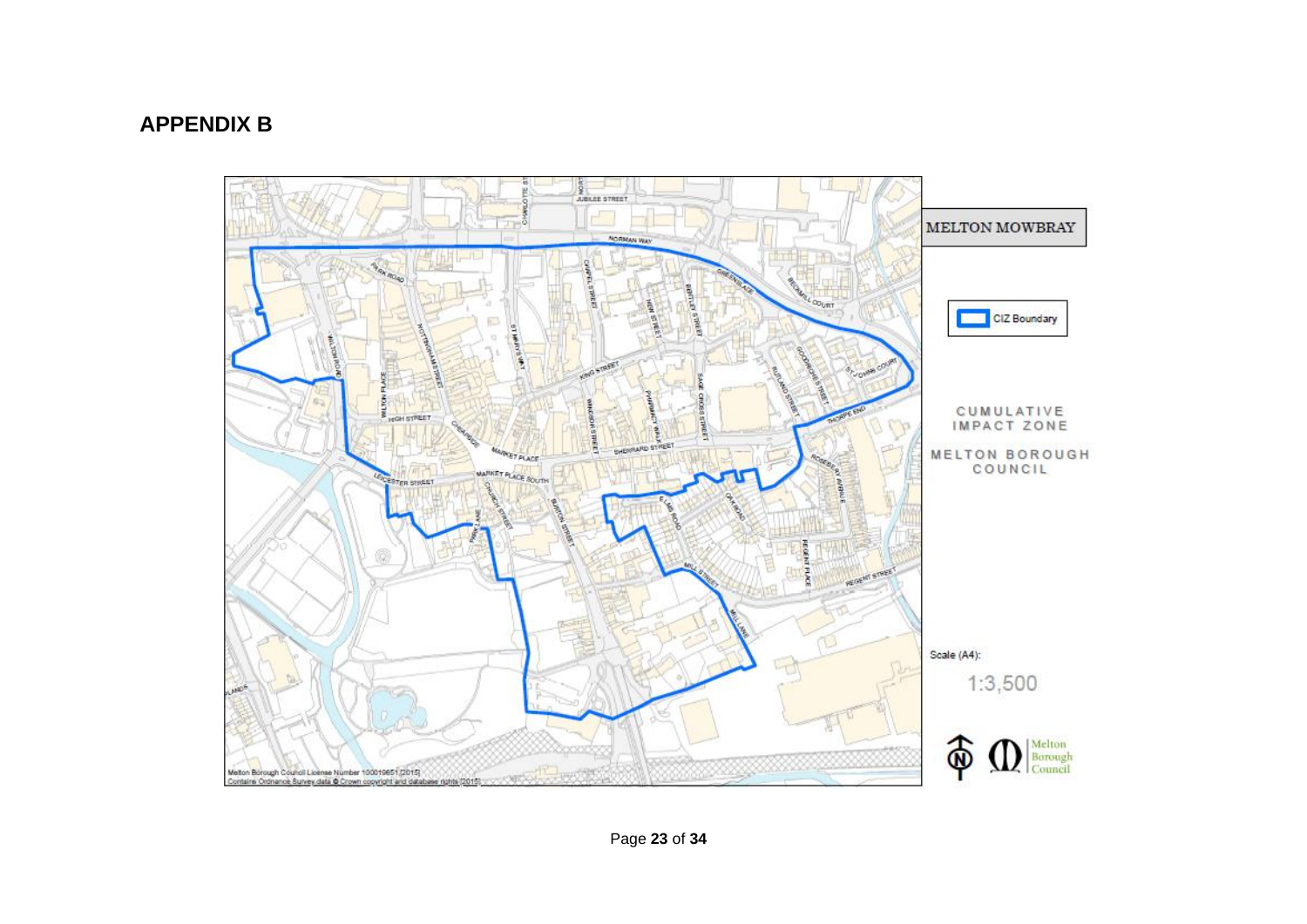## APPENDIX B

MELTON MOWBRAY

CIZ Boundary

CUMULATIVE IMPACT ZONE

MELTON BOROUGH COUNCIL

Scale (A4):

1:3,500

Melton Borough Council

Melton Borough Council License Number 100019651 [2015]
Contains Ordnance Survey data © Crown copyright and database rights [2015]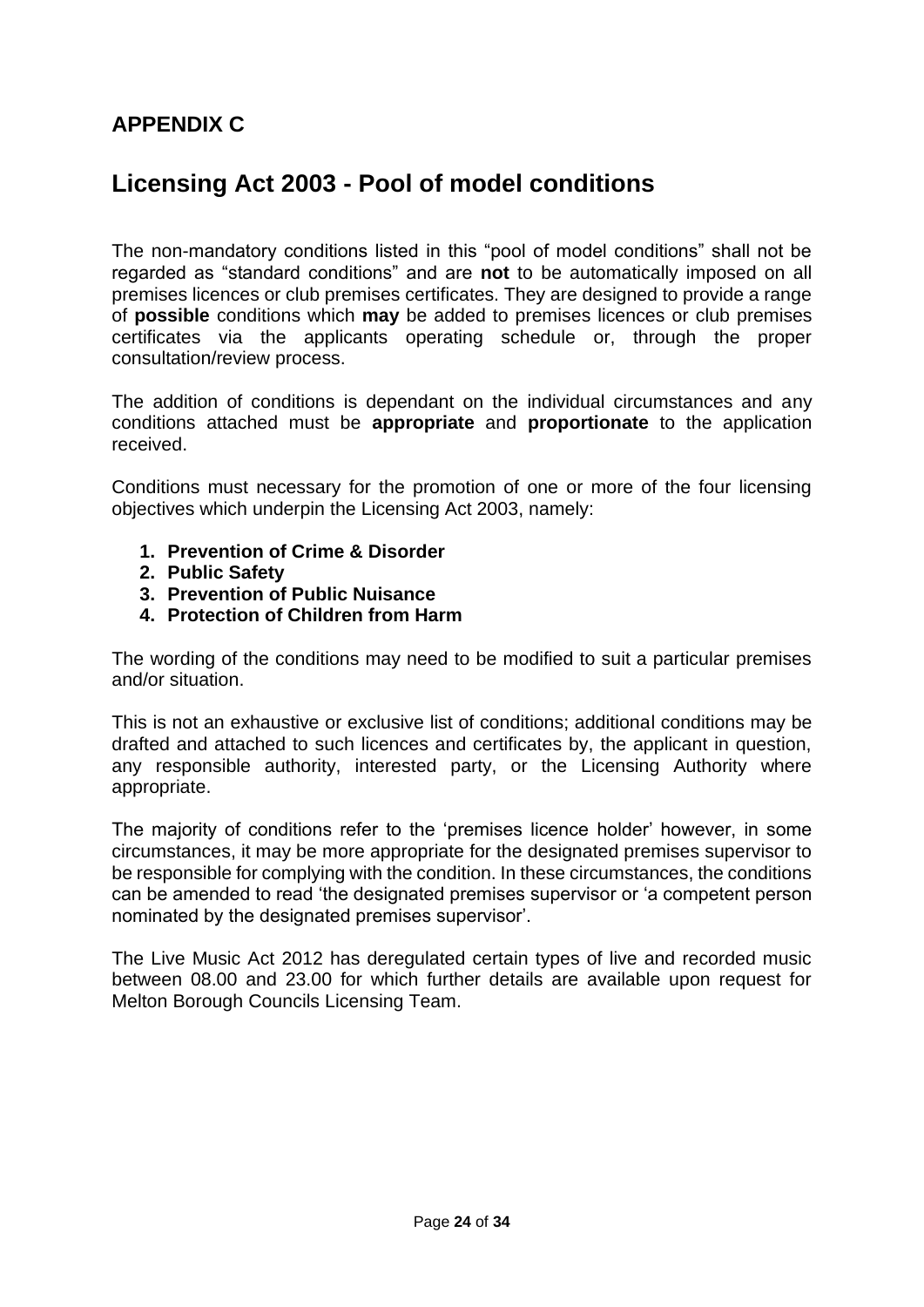## APPENDIX C

# Licensing Act 2003 - Pool of model conditions

The non-mandatory conditions listed in this "pool of model conditions" shall not be regarded as "standard conditions" and are **not** to be automatically imposed on all premises licences or club premises certificates. They are designed to provide a range of **possible** conditions which **may** be added to premises licences or club premises certificates via the applicants operating schedule or, through the proper consultation/review process.

The addition of conditions is dependant on the individual circumstances and any conditions attached must be **appropriate** and **proportionate** to the application received.

Conditions must necessary for the promotion of one or more of the four licensing objectives which underpin the Licensing Act 2003, namely:

1. **Prevention of Crime & Disorder**
2. **Public Safety**
3. **Prevention of Public Nuisance**
4. **Protection of Children from Harm**

The wording of the conditions may need to be modified to suit a particular premises and/or situation.

This is not an exhaustive or exclusive list of conditions; additional conditions may be drafted and attached to such licences and certificates by, the applicant in question, any responsible authority, interested party, or the Licensing Authority where appropriate.

The majority of conditions refer to the 'premises licence holder' however, in some circumstances, it may be more appropriate for the designated premises supervisor to be responsible for complying with the condition. In these circumstances, the conditions can be amended to read 'the designated premises supervisor or 'a competent person nominated by the designated premises supervisor'.

The Live Music Act 2012 has deregulated certain types of live and recorded music between 08.00 and 23.00 for which further details are available upon request for Melton Borough Councils Licensing Team.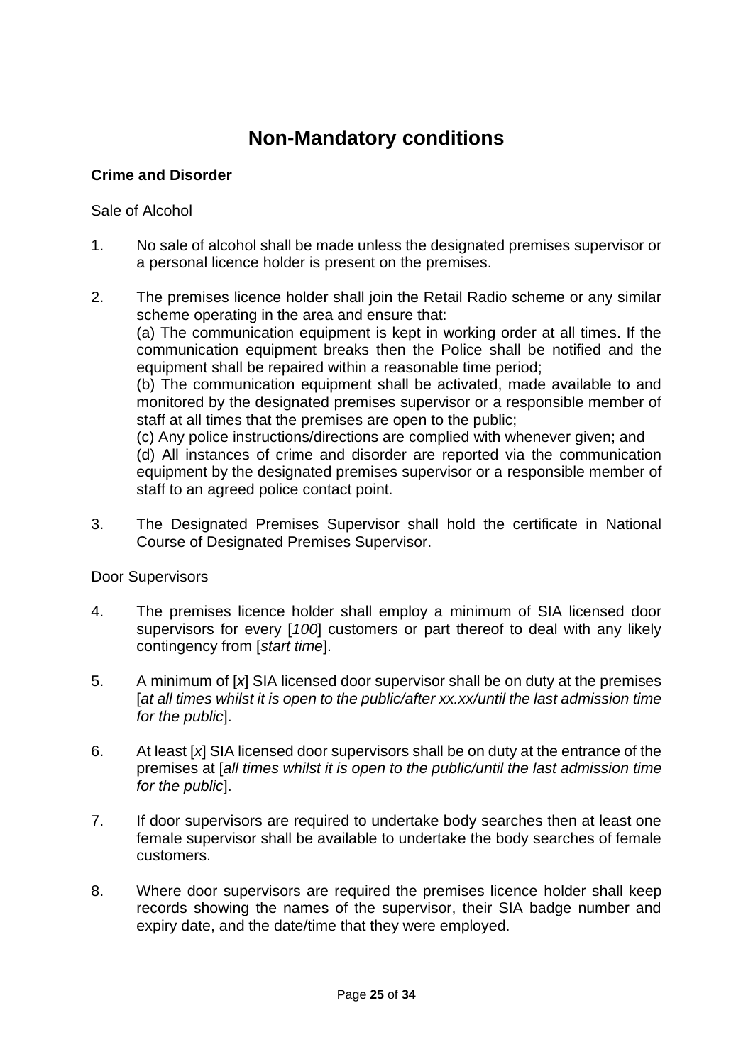# Non-Mandatory conditions

**Crime and Disorder**

Sale of Alcohol

1. No sale of alcohol shall be made unless the designated premises supervisor or a personal licence holder is present on the premises.

2. The premises licence holder shall join the Retail Radio scheme or any similar scheme operating in the area and ensure that:
   (a) The communication equipment is kept in working order at all times. If the communication equipment breaks then the Police shall be notified and the equipment shall be repaired within a reasonable time period;
   (b) The communication equipment shall be activated, made available to and monitored by the designated premises supervisor or a responsible member of staff at all times that the premises are open to the public;
   (c) Any police instructions/directions are complied with whenever given; and
   (d) All instances of crime and disorder are reported via the communication equipment by the designated premises supervisor or a responsible member of staff to an agreed police contact point.

3. The Designated Premises Supervisor shall hold the certificate in National Course of Designated Premises Supervisor.

Door Supervisors

4. The premises licence holder shall employ a minimum of SIA licensed door supervisors for every [*100*] customers or part thereof to deal with any likely contingency from [*start time*].

5. A minimum of [*x*] SIA licensed door supervisor shall be on duty at the premises [*at all times whilst it is open to the public/after xx.xx/until the last admission time for the public*].

6. At least [*x*] SIA licensed door supervisors shall be on duty at the entrance of the premises at [*all times whilst it is open to the public/until the last admission time for the public*].

7. If door supervisors are required to undertake body searches then at least one female supervisor shall be available to undertake the body searches of female customers.

8. Where door supervisors are required the premises licence holder shall keep records showing the names of the supervisor, their SIA badge number and expiry date, and the date/time that they were employed.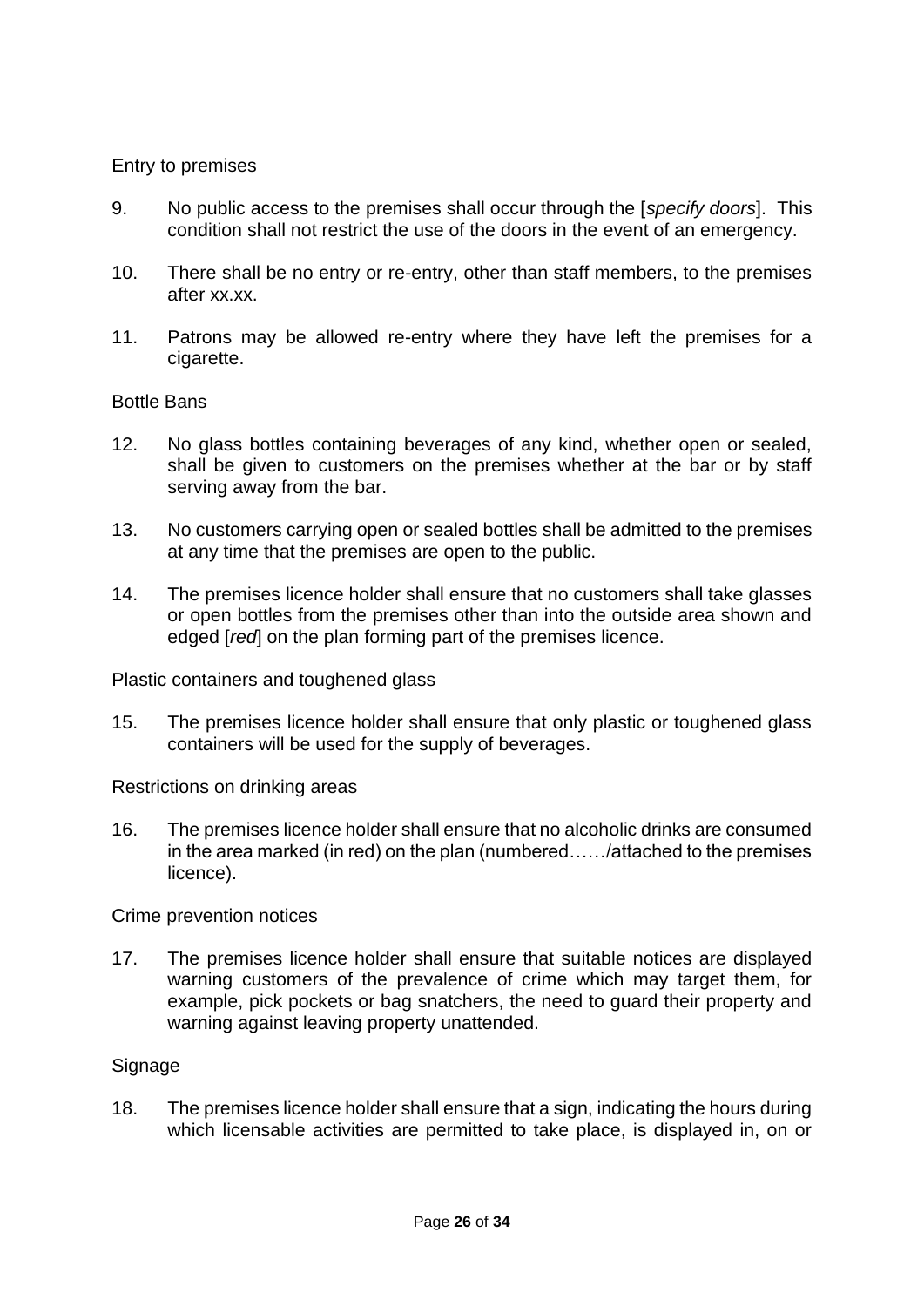Entry to premises

9. No public access to the premises shall occur through the [*specify doors*]. This condition shall not restrict the use of the doors in the event of an emergency.

10. There shall be no entry or re-entry, other than staff members, to the premises after xx.xx.

11. Patrons may be allowed re-entry where they have left the premises for a cigarette.

Bottle Bans

12. No glass bottles containing beverages of any kind, whether open or sealed, shall be given to customers on the premises whether at the bar or by staff serving away from the bar.

13. No customers carrying open or sealed bottles shall be admitted to the premises at any time that the premises are open to the public.

14. The premises licence holder shall ensure that no customers shall take glasses or open bottles from the premises other than into the outside area shown and edged [*red*] on the plan forming part of the premises licence.

Plastic containers and toughened glass

15. The premises licence holder shall ensure that only plastic or toughened glass containers will be used for the supply of beverages.

Restrictions on drinking areas

16. The premises licence holder shall ensure that no alcoholic drinks are consumed in the area marked (in red) on the plan (numbered……/attached to the premises licence).

Crime prevention notices

17. The premises licence holder shall ensure that suitable notices are displayed warning customers of the prevalence of crime which may target them, for example, pick pockets or bag snatchers, the need to guard their property and warning against leaving property unattended.

Signage

18. The premises licence holder shall ensure that a sign, indicating the hours during which licensable activities are permitted to take place, is displayed in, on or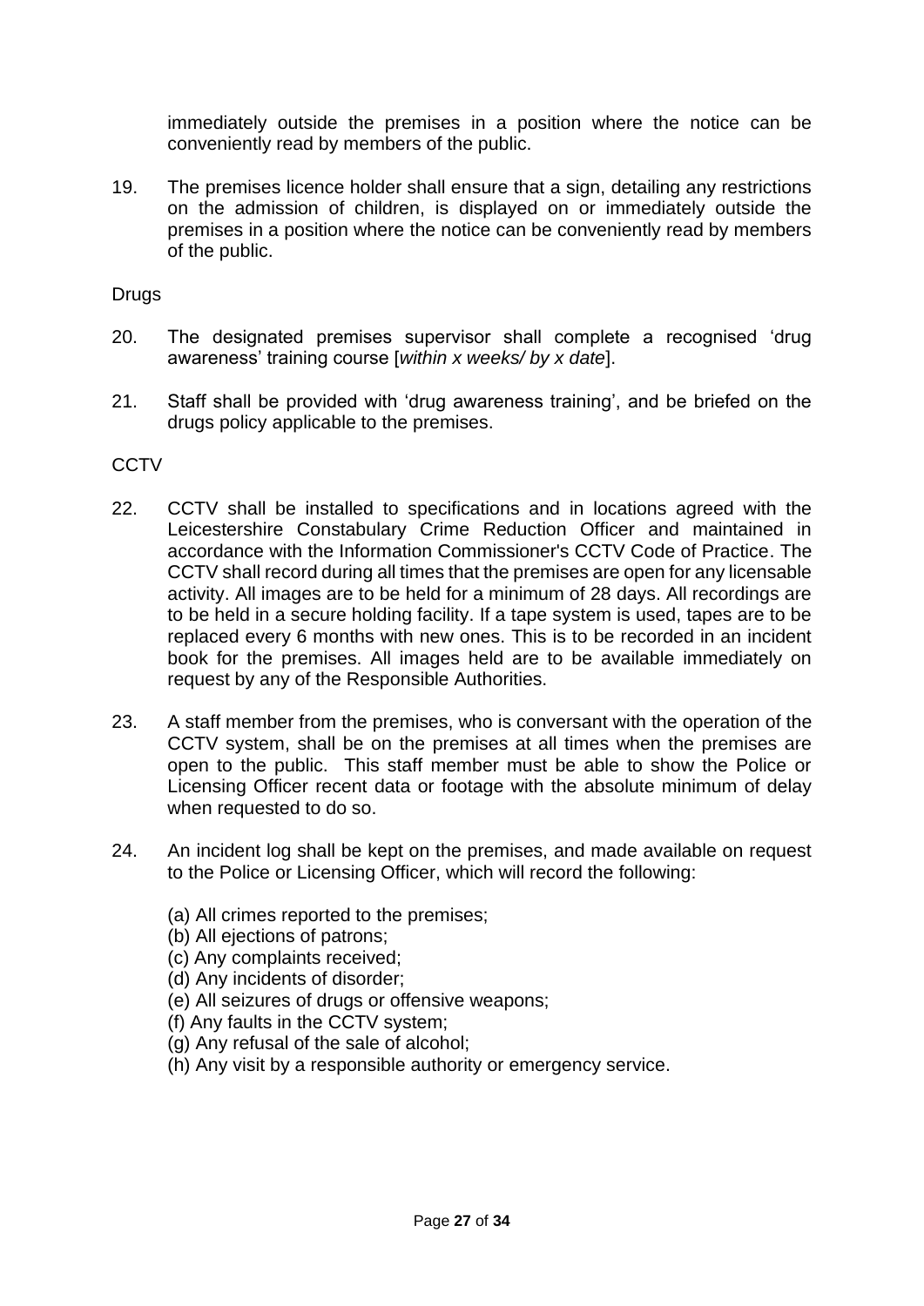immediately outside the premises in a position where the notice can be conveniently read by members of the public.

19. The premises licence holder shall ensure that a sign, detailing any restrictions on the admission of children, is displayed on or immediately outside the premises in a position where the notice can be conveniently read by members of the public.

Drugs

20. The designated premises supervisor shall complete a recognised 'drug awareness' training course [*within x weeks/ by x date*].

21. Staff shall be provided with 'drug awareness training', and be briefed on the drugs policy applicable to the premises.

CCTV

22. CCTV shall be installed to specifications and in locations agreed with the Leicestershire Constabulary Crime Reduction Officer and maintained in accordance with the Information Commissioner's CCTV Code of Practice. The CCTV shall record during all times that the premises are open for any licensable activity. All images are to be held for a minimum of 28 days. All recordings are to be held in a secure holding facility. If a tape system is used, tapes are to be replaced every 6 months with new ones. This is to be recorded in an incident book for the premises. All images held are to be available immediately on request by any of the Responsible Authorities.

23. A staff member from the premises, who is conversant with the operation of the CCTV system, shall be on the premises at all times when the premises are open to the public. This staff member must be able to show the Police or Licensing Officer recent data or footage with the absolute minimum of delay when requested to do so.

24. An incident log shall be kept on the premises, and made available on request to the Police or Licensing Officer, which will record the following:

    (a) All crimes reported to the premises;
    (b) All ejections of patrons;
    (c) Any complaints received;
    (d) Any incidents of disorder;
    (e) All seizures of drugs or offensive weapons;
    (f) Any faults in the CCTV system;
    (g) Any refusal of the sale of alcohol;
    (h) Any visit by a responsible authority or emergency service.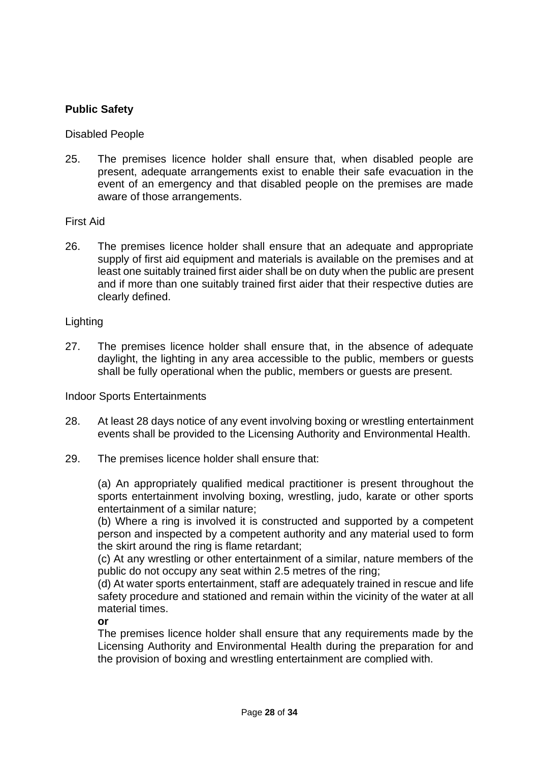**Public Safety**

Disabled People

25. The premises licence holder shall ensure that, when disabled people are present, adequate arrangements exist to enable their safe evacuation in the event of an emergency and that disabled people on the premises are made aware of those arrangements.

First Aid

26. The premises licence holder shall ensure that an adequate and appropriate supply of first aid equipment and materials is available on the premises and at least one suitably trained first aider shall be on duty when the public are present and if more than one suitably trained first aider that their respective duties are clearly defined.

Lighting

27. The premises licence holder shall ensure that, in the absence of adequate daylight, the lighting in any area accessible to the public, members or guests shall be fully operational when the public, members or guests are present.

Indoor Sports Entertainments

28. At least 28 days notice of any event involving boxing or wrestling entertainment events shall be provided to the Licensing Authority and Environmental Health.

29. The premises licence holder shall ensure that:

    (a) An appropriately qualified medical practitioner is present throughout the sports entertainment involving boxing, wrestling, judo, karate or other sports entertainment of a similar nature;
    (b) Where a ring is involved it is constructed and supported by a competent person and inspected by a competent authority and any material used to form the skirt around the ring is flame retardant;
    (c) At any wrestling or other entertainment of a similar, nature members of the public do not occupy any seat within 2.5 metres of the ring;
    (d) At water sports entertainment, staff are adequately trained in rescue and life safety procedure and stationed and remain within the vicinity of the water at all material times.

    **or**

    The premises licence holder shall ensure that any requirements made by the Licensing Authority and Environmental Health during the preparation for and the provision of boxing and wrestling entertainment are complied with.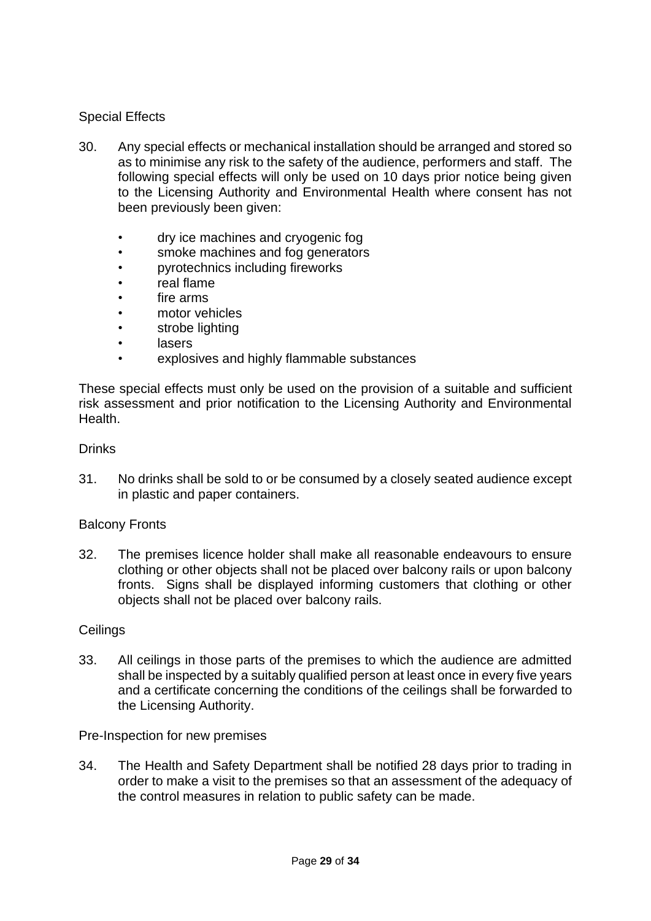Special Effects

30. Any special effects or mechanical installation should be arranged and stored so as to minimise any risk to the safety of the audience, performers and staff. The following special effects will only be used on 10 days prior notice being given to the Licensing Authority and Environmental Health where consent has not been previously been given:

    - dry ice machines and cryogenic fog
    - smoke machines and fog generators
    - pyrotechnics including fireworks
    - real flame
    - fire arms
    - motor vehicles
    - strobe lighting
    - lasers
    - explosives and highly flammable substances

These special effects must only be used on the provision of a suitable and sufficient risk assessment and prior notification to the Licensing Authority and Environmental Health.

Drinks

31. No drinks shall be sold to or be consumed by a closely seated audience except in plastic and paper containers.

Balcony Fronts

32. The premises licence holder shall make all reasonable endeavours to ensure clothing or other objects shall not be placed over balcony rails or upon balcony fronts. Signs shall be displayed informing customers that clothing or other objects shall not be placed over balcony rails.

Ceilings

33. All ceilings in those parts of the premises to which the audience are admitted shall be inspected by a suitably qualified person at least once in every five years and a certificate concerning the conditions of the ceilings shall be forwarded to the Licensing Authority.

Pre-Inspection for new premises

34. The Health and Safety Department shall be notified 28 days prior to trading in order to make a visit to the premises so that an assessment of the adequacy of the control measures in relation to public safety can be made.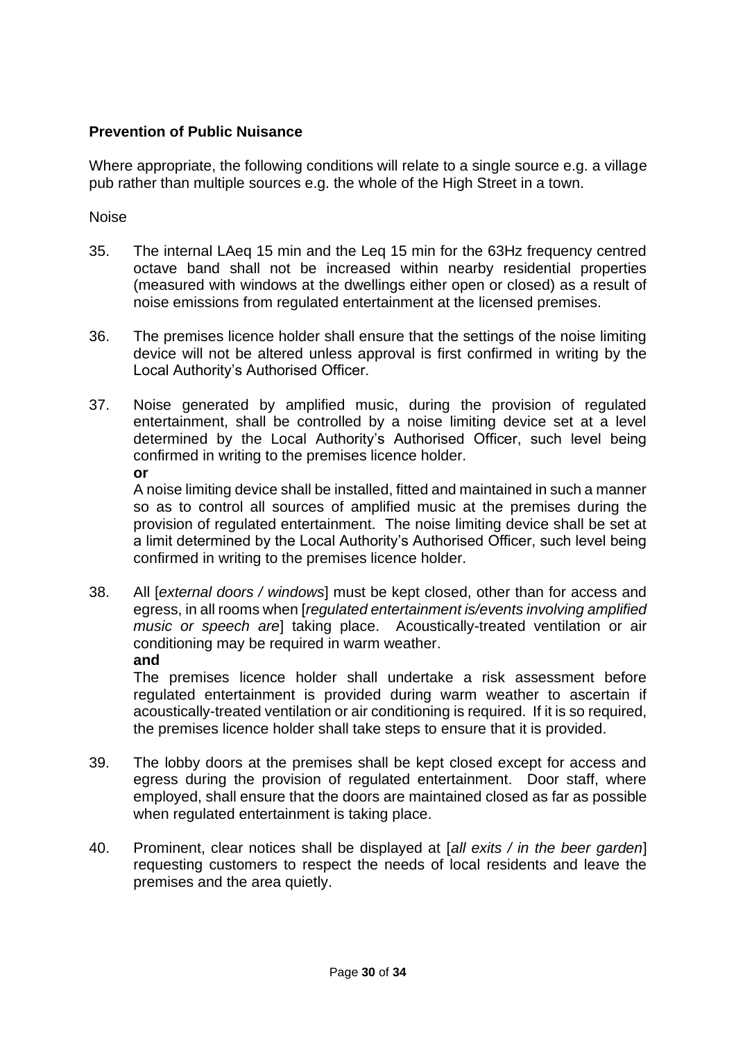**Prevention of Public Nuisance**

Where appropriate, the following conditions will relate to a single source e.g. a village pub rather than multiple sources e.g. the whole of the High Street in a town.

Noise

35. The internal LAeq 15 min and the Leq 15 min for the 63Hz frequency centred octave band shall not be increased within nearby residential properties (measured with windows at the dwellings either open or closed) as a result of noise emissions from regulated entertainment at the licensed premises.

36. The premises licence holder shall ensure that the settings of the noise limiting device will not be altered unless approval is first confirmed in writing by the Local Authority's Authorised Officer.

37. Noise generated by amplified music, during the provision of regulated entertainment, shall be controlled by a noise limiting device set at a level determined by the Local Authority's Authorised Officer, such level being confirmed in writing to the premises licence holder.
    **or**
    A noise limiting device shall be installed, fitted and maintained in such a manner so as to control all sources of amplified music at the premises during the provision of regulated entertainment. The noise limiting device shall be set at a limit determined by the Local Authority's Authorised Officer, such level being confirmed in writing to the premises licence holder.

38. All [*external doors / windows*] must be kept closed, other than for access and egress, in all rooms when [*regulated entertainment is/events involving amplified music or speech are*] taking place. Acoustically-treated ventilation or air conditioning may be required in warm weather.
    **and**
    The premises licence holder shall undertake a risk assessment before regulated entertainment is provided during warm weather to ascertain if acoustically-treated ventilation or air conditioning is required. If it is so required, the premises licence holder shall take steps to ensure that it is provided.

39. The lobby doors at the premises shall be kept closed except for access and egress during the provision of regulated entertainment. Door staff, where employed, shall ensure that the doors are maintained closed as far as possible when regulated entertainment is taking place.

40. Prominent, clear notices shall be displayed at [*all exits / in the beer garden*] requesting customers to respect the needs of local residents and leave the premises and the area quietly.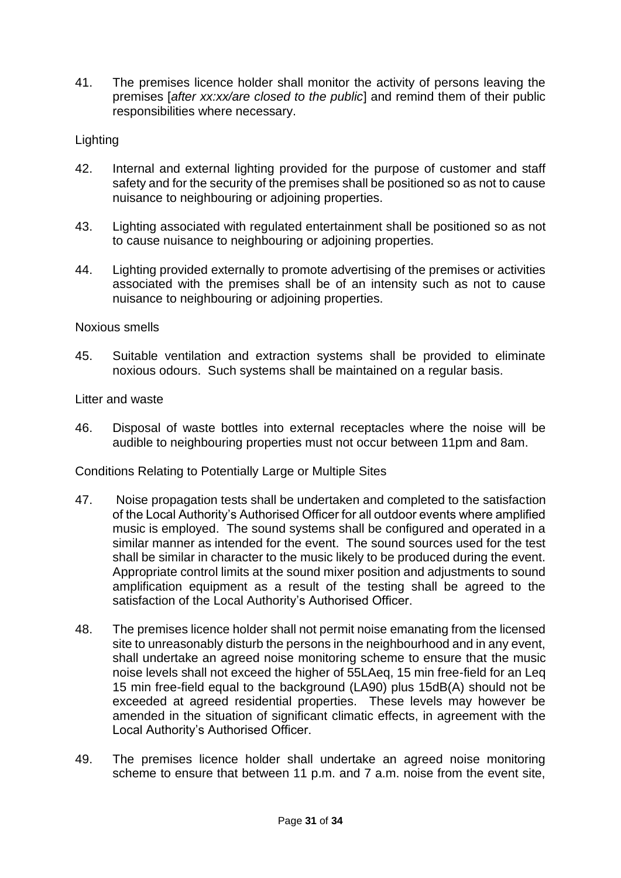41. The premises licence holder shall monitor the activity of persons leaving the premises [*after xx:xx/are closed to the public*] and remind them of their public responsibilities where necessary.

Lighting

42. Internal and external lighting provided for the purpose of customer and staff safety and for the security of the premises shall be positioned so as not to cause nuisance to neighbouring or adjoining properties.

43. Lighting associated with regulated entertainment shall be positioned so as not to cause nuisance to neighbouring or adjoining properties.

44. Lighting provided externally to promote advertising of the premises or activities associated with the premises shall be of an intensity such as not to cause nuisance to neighbouring or adjoining properties.

Noxious smells

45. Suitable ventilation and extraction systems shall be provided to eliminate noxious odours. Such systems shall be maintained on a regular basis.

Litter and waste

46. Disposal of waste bottles into external receptacles where the noise will be audible to neighbouring properties must not occur between 11pm and 8am.

Conditions Relating to Potentially Large or Multiple Sites

47. Noise propagation tests shall be undertaken and completed to the satisfaction of the Local Authority's Authorised Officer for all outdoor events where amplified music is employed. The sound systems shall be configured and operated in a similar manner as intended for the event. The sound sources used for the test shall be similar in character to the music likely to be produced during the event. Appropriate control limits at the sound mixer position and adjustments to sound amplification equipment as a result of the testing shall be agreed to the satisfaction of the Local Authority's Authorised Officer.

48. The premises licence holder shall not permit noise emanating from the licensed site to unreasonably disturb the persons in the neighbourhood and in any event, shall undertake an agreed noise monitoring scheme to ensure that the music noise levels shall not exceed the higher of 55LAeq, 15 min free-field for an Leq 15 min free-field equal to the background (LA90) plus 15dB(A) should not be exceeded at agreed residential properties. These levels may however be amended in the situation of significant climatic effects, in agreement with the Local Authority's Authorised Officer.

49. The premises licence holder shall undertake an agreed noise monitoring scheme to ensure that between 11 p.m. and 7 a.m. noise from the event site,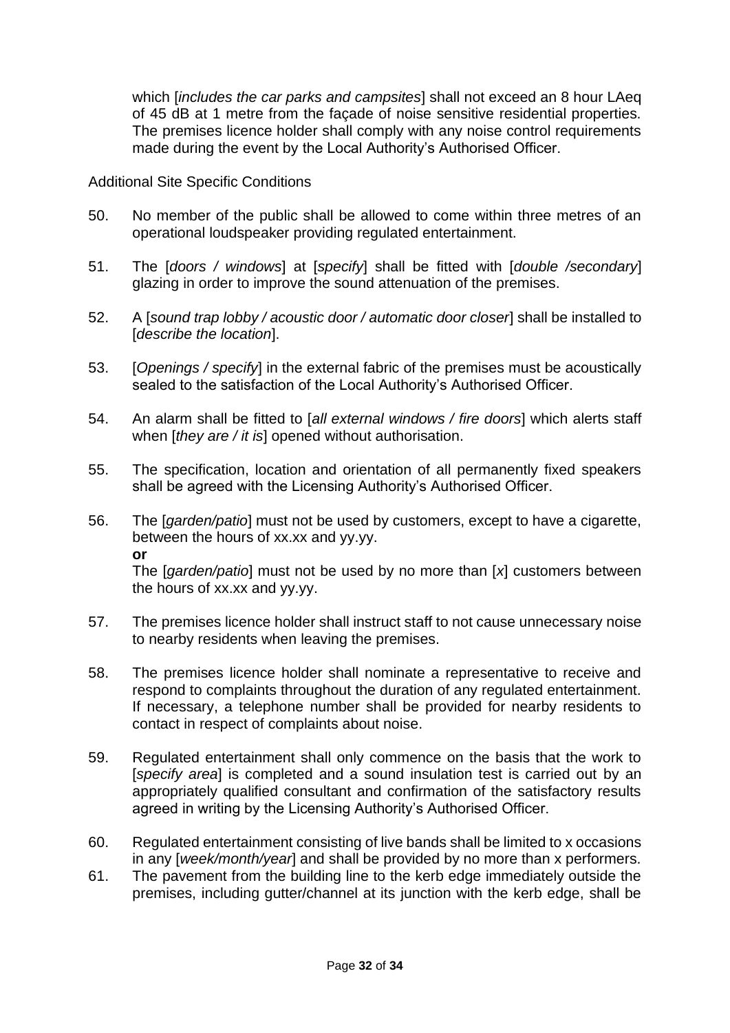which [*includes the car parks and campsites*] shall not exceed an 8 hour LAeq of 45 dB at 1 metre from the façade of noise sensitive residential properties. The premises licence holder shall comply with any noise control requirements made during the event by the Local Authority's Authorised Officer.

Additional Site Specific Conditions

50. No member of the public shall be allowed to come within three metres of an operational loudspeaker providing regulated entertainment.

51. The [*doors / windows*] at [*specify*] shall be fitted with [*double /secondary*] glazing in order to improve the sound attenuation of the premises.

52. A [*sound trap lobby / acoustic door / automatic door closer*] shall be installed to [*describe the location*].

53. [*Openings / specify*] in the external fabric of the premises must be acoustically sealed to the satisfaction of the Local Authority's Authorised Officer.

54. An alarm shall be fitted to [*all external windows / fire doors*] which alerts staff when [*they are / it is*] opened without authorisation.

55. The specification, location and orientation of all permanently fixed speakers shall be agreed with the Licensing Authority's Authorised Officer.

56. The [*garden/patio*] must not be used by customers, except to have a cigarette, between the hours of xx.xx and yy.yy.
**or**
The [*garden/patio*] must not be used by no more than [*x*] customers between the hours of xx.xx and yy.yy.

57. The premises licence holder shall instruct staff to not cause unnecessary noise to nearby residents when leaving the premises.

58. The premises licence holder shall nominate a representative to receive and respond to complaints throughout the duration of any regulated entertainment. If necessary, a telephone number shall be provided for nearby residents to contact in respect of complaints about noise.

59. Regulated entertainment shall only commence on the basis that the work to [*specify area*] is completed and a sound insulation test is carried out by an appropriately qualified consultant and confirmation of the satisfactory results agreed in writing by the Licensing Authority's Authorised Officer.

60. Regulated entertainment consisting of live bands shall be limited to x occasions in any [*week/month/year*] and shall be provided by no more than x performers.

61. The pavement from the building line to the kerb edge immediately outside the premises, including gutter/channel at its junction with the kerb edge, shall be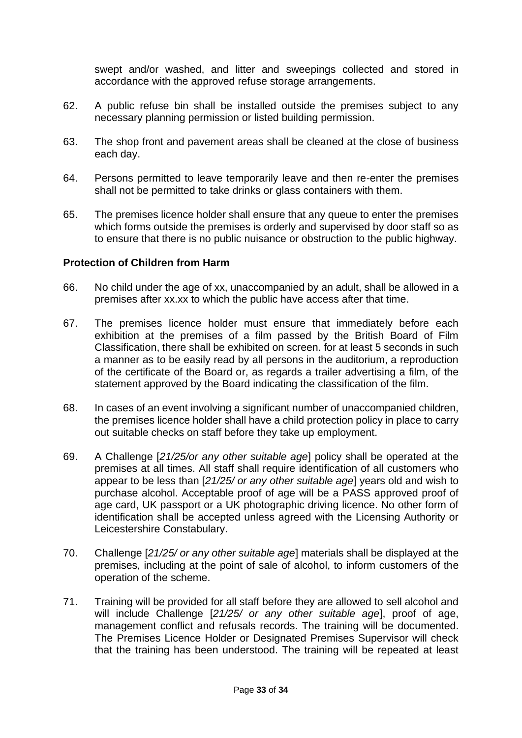swept and/or washed, and litter and sweepings collected and stored in accordance with the approved refuse storage arrangements.

62. A public refuse bin shall be installed outside the premises subject to any necessary planning permission or listed building permission.

63. The shop front and pavement areas shall be cleaned at the close of business each day.

64. Persons permitted to leave temporarily leave and then re-enter the premises shall not be permitted to take drinks or glass containers with them.

65. The premises licence holder shall ensure that any queue to enter the premises which forms outside the premises is orderly and supervised by door staff so as to ensure that there is no public nuisance or obstruction to the public highway.

**Protection of Children from Harm**

66. No child under the age of xx, unaccompanied by an adult, shall be allowed in a premises after xx.xx to which the public have access after that time.

67. The premises licence holder must ensure that immediately before each exhibition at the premises of a film passed by the British Board of Film Classification, there shall be exhibited on screen. for at least 5 seconds in such a manner as to be easily read by all persons in the auditorium, a reproduction of the certificate of the Board or, as regards a trailer advertising a film, of the statement approved by the Board indicating the classification of the film.

68. In cases of an event involving a significant number of unaccompanied children, the premises licence holder shall have a child protection policy in place to carry out suitable checks on staff before they take up employment.

69. A Challenge [*21/25/or any other suitable age*] policy shall be operated at the premises at all times. All staff shall require identification of all customers who appear to be less than [*21/25/ or any other suitable age*] years old and wish to purchase alcohol. Acceptable proof of age will be a PASS approved proof of age card, UK passport or a UK photographic driving licence. No other form of identification shall be accepted unless agreed with the Licensing Authority or Leicestershire Constabulary.

70. Challenge [*21/25/ or any other suitable age*] materials shall be displayed at the premises, including at the point of sale of alcohol, to inform customers of the operation of the scheme.

71. Training will be provided for all staff before they are allowed to sell alcohol and will include Challenge [*21/25/ or any other suitable age*], proof of age, management conflict and refusals records. The training will be documented. The Premises Licence Holder or Designated Premises Supervisor will check that the training has been understood. The training will be repeated at least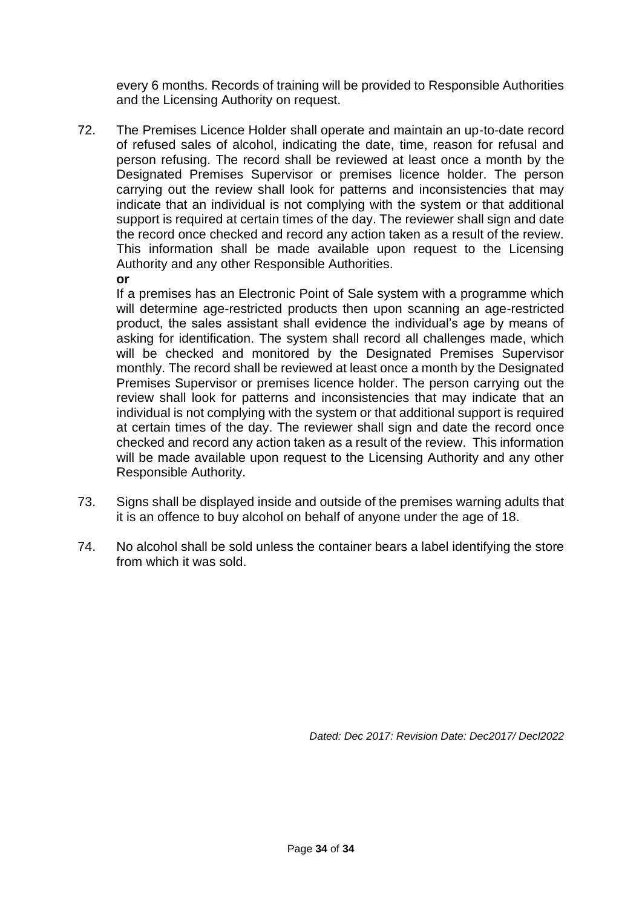every 6 months. Records of training will be provided to Responsible Authorities and the Licensing Authority on request.

72. The Premises Licence Holder shall operate and maintain an up-to-date record of refused sales of alcohol, indicating the date, time, reason for refusal and person refusing. The record shall be reviewed at least once a month by the Designated Premises Supervisor or premises licence holder. The person carrying out the review shall look for patterns and inconsistencies that may indicate that an individual is not complying with the system or that additional support is required at certain times of the day. The reviewer shall sign and date the record once checked and record any action taken as a result of the review. This information shall be made available upon request to the Licensing Authority and any other Responsible Authorities.

    **or**

    If a premises has an Electronic Point of Sale system with a programme which will determine age-restricted products then upon scanning an age-restricted product, the sales assistant shall evidence the individual's age by means of asking for identification. The system shall record all challenges made, which will be checked and monitored by the Designated Premises Supervisor monthly. The record shall be reviewed at least once a month by the Designated Premises Supervisor or premises licence holder. The person carrying out the review shall look for patterns and inconsistencies that may indicate that an individual is not complying with the system or that additional support is required at certain times of the day. The reviewer shall sign and date the record once checked and record any action taken as a result of the review. This information will be made available upon request to the Licensing Authority and any other Responsible Authority.

73. Signs shall be displayed inside and outside of the premises warning adults that it is an offence to buy alcohol on behalf of anyone under the age of 18.

74. No alcohol shall be sold unless the container bears a label identifying the store from which it was sold.

*Dated: Dec 2017: Revision Date: Dec2017/ Decl2022*